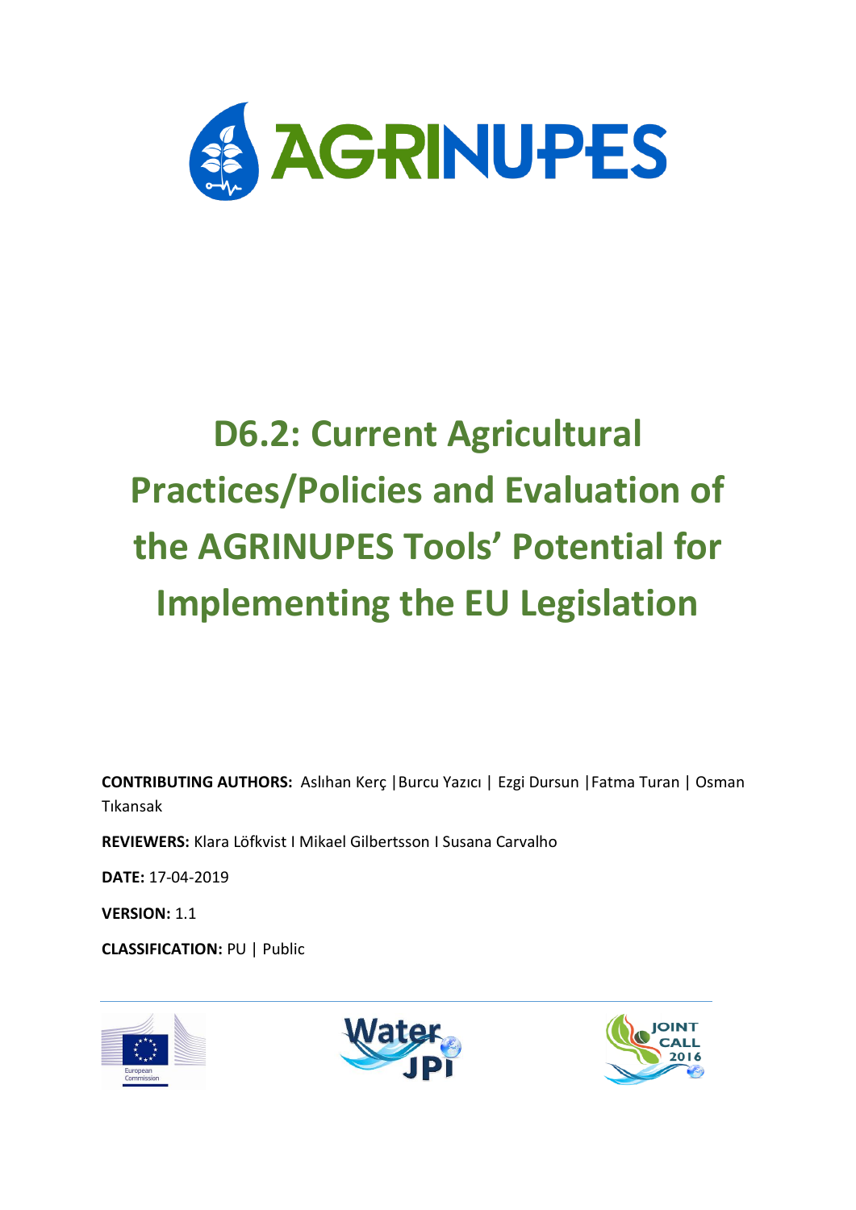# AGRINUPES

# D6.2: Current Agricultural Practices/Policies and Evaluation of the AGRINUPES Tools' Potential for Implementing the EU Legislation

**CONTRIBUTING AUTHORS:** Aslıhan Kerç | Burcu Yazıcı | Ezgi Dursun | Fatma Turan | Osman Tıkansak

**REVIEWERS:** Klara Löfkvist I Mikael Gilbertsson I Susana Carvalho

**DATE:** 17-04-2019

**VERSION:** 1.1

**CLASSIFICATION:** PU | Public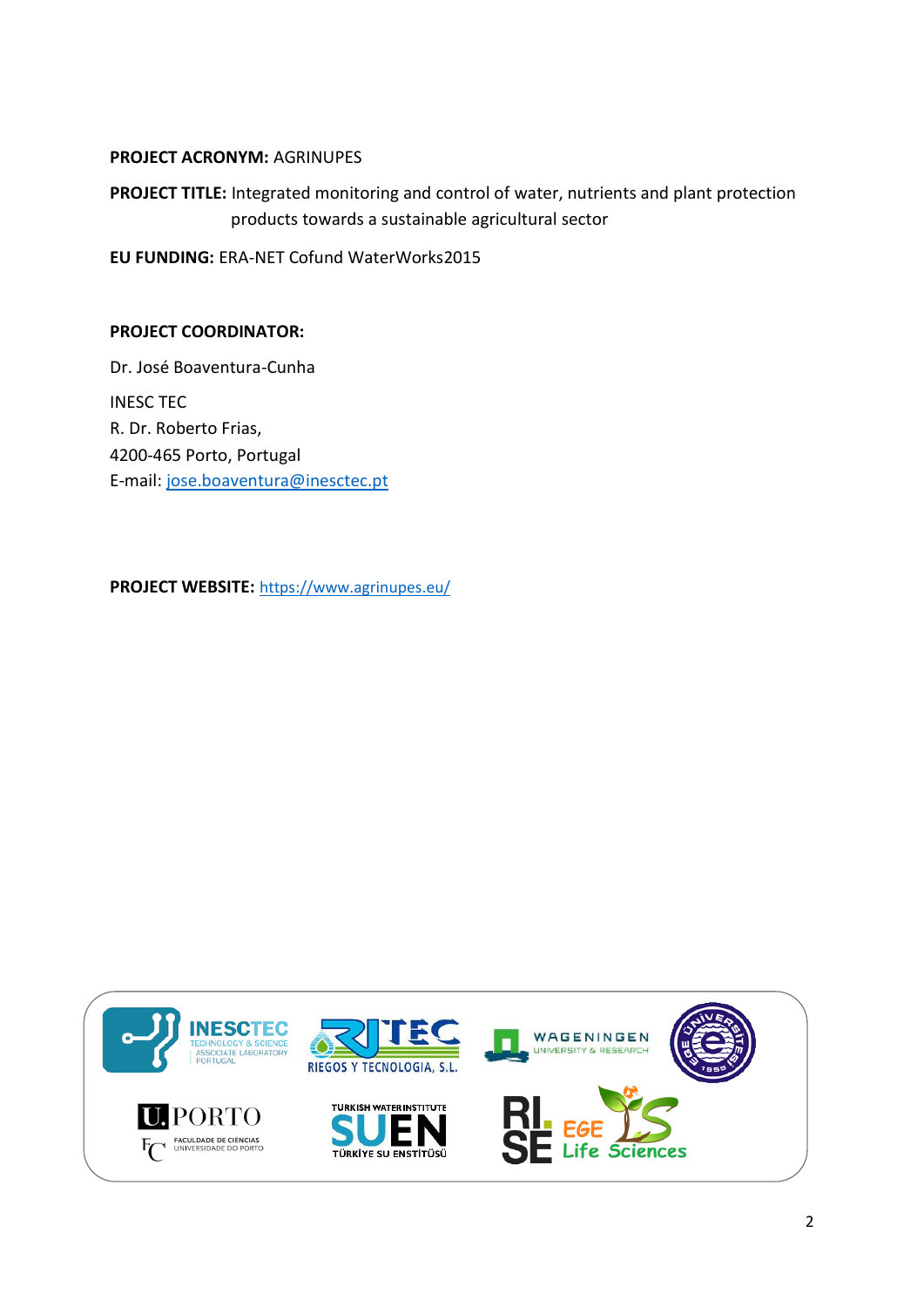**PROJECT ACRONYM:** AGRINUPES

**PROJECT TITLE:** Integrated monitoring and control of water, nutrients and plant protection products towards a sustainable agricultural sector

**EU FUNDING:** ERA-NET Cofund WaterWorks2015

**PROJECT COORDINATOR:**

Dr. José Boaventura-Cunha

INESC TEC
R. Dr. Roberto Frias,
4200-465 Porto, Portugal
E-mail: jose.boaventura@inesctec.pt

**PROJECT WEBSITE:** https://www.agrinupes.eu/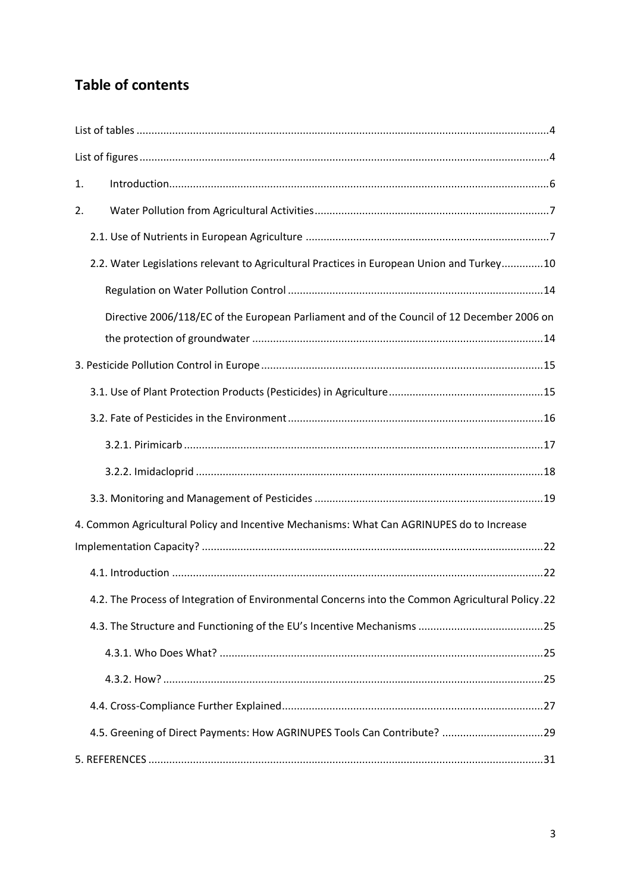# Table of contents

List of tables ....................................................................................................................................4

List of figures ....................................................................................................................................4

1. Introduction ....................................................................................................................................6

2. Water Pollution from Agricultural Activities ....................................................................................7

  2.1. Use of Nutrients in European Agriculture ....................................................................................7

  2.2. Water Legislations relevant to Agricultural Practices in European Union and Turkey ..............10

    Regulation on Water Pollution Control ....................................................................................14

    Directive 2006/118/EC of the European Parliament and of the Council of 12 December 2006 on the protection of groundwater ....................................................................................14

3. Pesticide Pollution Control in Europe ..............................................................................................15

  3.1. Use of Plant Protection Products (Pesticides) in Agriculture ....................................................15

  3.2. Fate of Pesticides in the Environment ......................................................................................16

    3.2.1. Pirimicarb ..........................................................................................................................17

    3.2.2. Imidacloprid ......................................................................................................................18

  3.3. Monitoring and Management of Pesticides ..............................................................................19

4. Common Agricultural Policy and Incentive Mechanisms: What Can AGRINUPES do to Increase Implementation Capacity? ....................................................................................................22

  4.1. Introduction ..............................................................................................................................22

  4.2. The Process of Integration of Environmental Concerns into the Common Agricultural Policy .22

  4.3. The Structure and Functioning of the EU's Incentive Mechanisms ..........................................25

    4.3.1. Who Does What? ..............................................................................................................25

    4.3.2. How? ..................................................................................................................................25

  4.4. Cross-Compliance Further Explained ........................................................................................27

  4.5. Greening of Direct Payments: How AGRINUPES Tools Can Contribute? ..................................29

5. REFERENCES ....................................................................................................................................31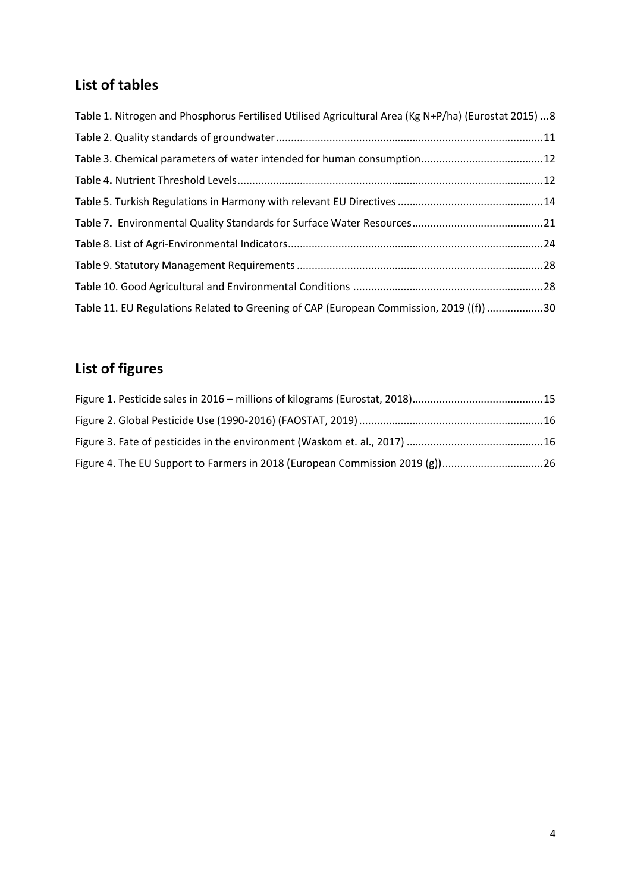## List of tables

Table 1. Nitrogen and Phosphorus Fertilised Utilised Agricultural Area (Kg N+P/ha) (Eurostat 2015) ...8

Table 2. Quality standards of groundwater ....11

Table 3. Chemical parameters of water intended for human consumption ....12

Table 4. Nutrient Threshold Levels ....12

Table 5. Turkish Regulations in Harmony with relevant EU Directives ....14

Table 7. Environmental Quality Standards for Surface Water Resources ....21

Table 8. List of Agri-Environmental Indicators ....24

Table 9. Statutory Management Requirements ....28

Table 10. Good Agricultural and Environmental Conditions ....28

Table 11. EU Regulations Related to Greening of CAP (European Commission, 2019 ((f)) ....30

## List of figures

Figure 1. Pesticide sales in 2016 – millions of kilograms (Eurostat, 2018) ....15

Figure 2. Global Pesticide Use (1990-2016) (FAOSTAT, 2019) ....16

Figure 3. Fate of pesticides in the environment (Waskom et. al., 2017) ....16

Figure 4. The EU Support to Farmers in 2018 (European Commission 2019 (g)) ....26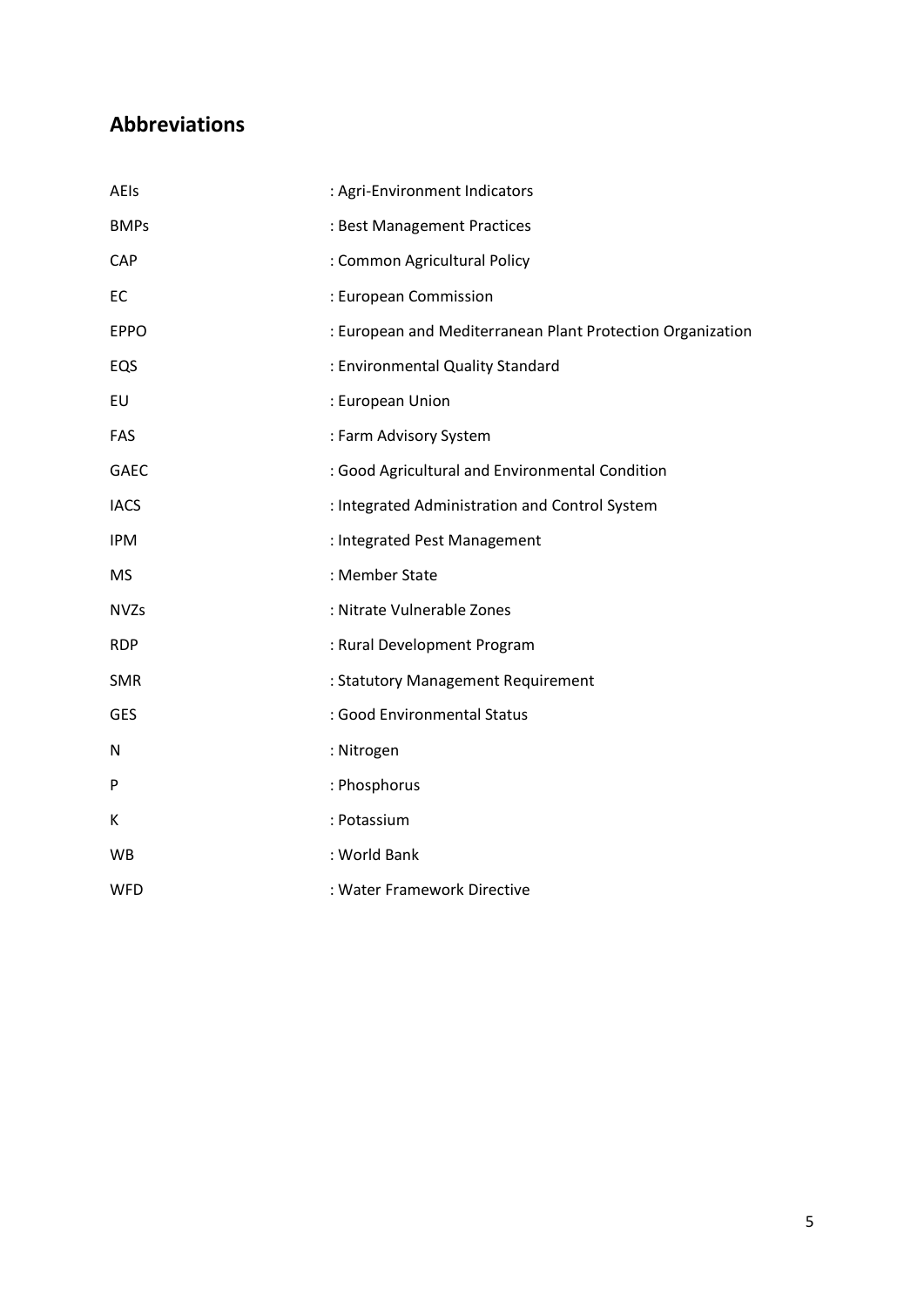## Abbreviations

| | |
|---|---|
| AEIs | : Agri-Environment Indicators |
| BMPs | : Best Management Practices |
| CAP | : Common Agricultural Policy |
| EC | : European Commission |
| EPPO | : European and Mediterranean Plant Protection Organization |
| EQS | : Environmental Quality Standard |
| EU | : European Union |
| FAS | : Farm Advisory System |
| GAEC | : Good Agricultural and Environmental Condition |
| IACS | : Integrated Administration and Control System |
| IPM | : Integrated Pest Management |
| MS | : Member State |
| NVZs | : Nitrate Vulnerable Zones |
| RDP | : Rural Development Program |
| SMR | : Statutory Management Requirement |
| GES | : Good Environmental Status |
| N | : Nitrogen |
| P | : Phosphorus |
| K | : Potassium |
| WB | : World Bank |
| WFD | : Water Framework Directive |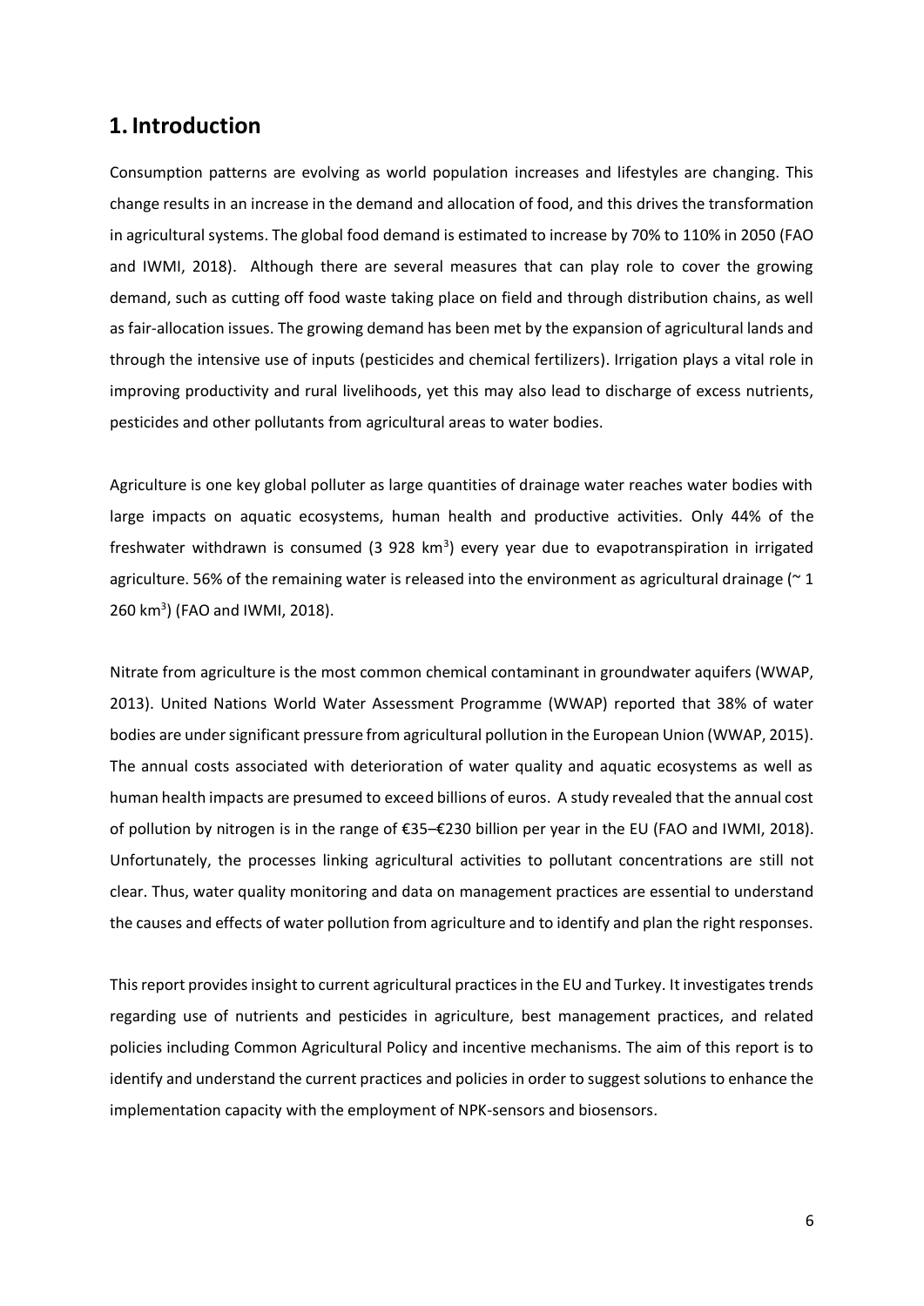# 1. Introduction

Consumption patterns are evolving as world population increases and lifestyles are changing. This change results in an increase in the demand and allocation of food, and this drives the transformation in agricultural systems. The global food demand is estimated to increase by 70% to 110% in 2050 (FAO and IWMI, 2018). Although there are several measures that can play role to cover the growing demand, such as cutting off food waste taking place on field and through distribution chains, as well as fair-allocation issues. The growing demand has been met by the expansion of agricultural lands and through the intensive use of inputs (pesticides and chemical fertilizers). Irrigation plays a vital role in improving productivity and rural livelihoods, yet this may also lead to discharge of excess nutrients, pesticides and other pollutants from agricultural areas to water bodies.

Agriculture is one key global polluter as large quantities of drainage water reaches water bodies with large impacts on aquatic ecosystems, human health and productive activities. Only 44% of the freshwater withdrawn is consumed (3 928 km$^3$) every year due to evapotranspiration in irrigated agriculture. 56% of the remaining water is released into the environment as agricultural drainage (~ 1 260 km$^3$) (FAO and IWMI, 2018).

Nitrate from agriculture is the most common chemical contaminant in groundwater aquifers (WWAP, 2013). United Nations World Water Assessment Programme (WWAP) reported that 38% of water bodies are under significant pressure from agricultural pollution in the European Union (WWAP, 2015). The annual costs associated with deterioration of water quality and aquatic ecosystems as well as human health impacts are presumed to exceed billions of euros. A study revealed that the annual cost of pollution by nitrogen is in the range of €35–€230 billion per year in the EU (FAO and IWMI, 2018). Unfortunately, the processes linking agricultural activities to pollutant concentrations are still not clear. Thus, water quality monitoring and data on management practices are essential to understand the causes and effects of water pollution from agriculture and to identify and plan the right responses.

This report provides insight to current agricultural practices in the EU and Turkey. It investigates trends regarding use of nutrients and pesticides in agriculture, best management practices, and related policies including Common Agricultural Policy and incentive mechanisms. The aim of this report is to identify and understand the current practices and policies in order to suggest solutions to enhance the implementation capacity with the employment of NPK-sensors and biosensors.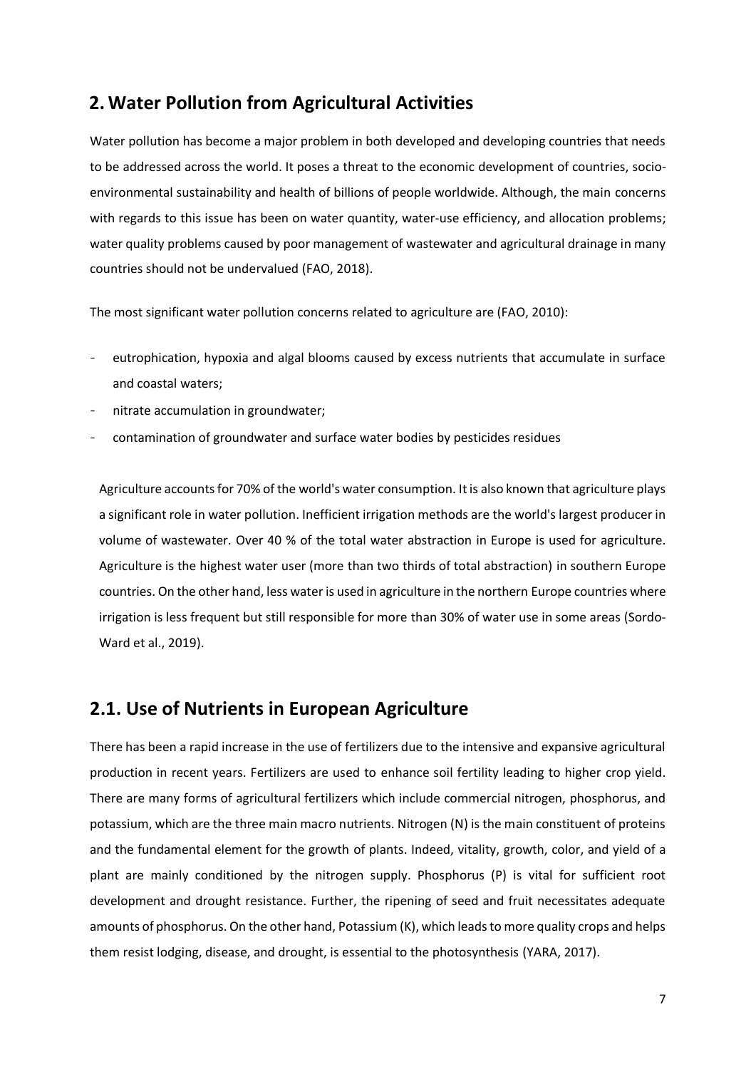## 2. Water Pollution from Agricultural Activities

Water pollution has become a major problem in both developed and developing countries that needs to be addressed across the world. It poses a threat to the economic development of countries, socio-environmental sustainability and health of billions of people worldwide. Although, the main concerns with regards to this issue has been on water quantity, water-use efficiency, and allocation problems; water quality problems caused by poor management of wastewater and agricultural drainage in many countries should not be undervalued (FAO, 2018).

The most significant water pollution concerns related to agriculture are (FAO, 2010):

- eutrophication, hypoxia and algal blooms caused by excess nutrients that accumulate in surface and coastal waters;
- nitrate accumulation in groundwater;
- contamination of groundwater and surface water bodies by pesticides residues

Agriculture accounts for 70% of the world's water consumption. It is also known that agriculture plays a significant role in water pollution. Inefficient irrigation methods are the world's largest producer in volume of wastewater. Over 40 % of the total water abstraction in Europe is used for agriculture. Agriculture is the highest water user (more than two thirds of total abstraction) in southern Europe countries. On the other hand, less water is used in agriculture in the northern Europe countries where irrigation is less frequent but still responsible for more than 30% of water use in some areas (Sordo-Ward et al., 2019).

## 2.1. Use of Nutrients in European Agriculture

There has been a rapid increase in the use of fertilizers due to the intensive and expansive agricultural production in recent years. Fertilizers are used to enhance soil fertility leading to higher crop yield. There are many forms of agricultural fertilizers which include commercial nitrogen, phosphorus, and potassium, which are the three main macro nutrients. Nitrogen (N) is the main constituent of proteins and the fundamental element for the growth of plants. Indeed, vitality, growth, color, and yield of a plant are mainly conditioned by the nitrogen supply. Phosphorus (P) is vital for sufficient root development and drought resistance. Further, the ripening of seed and fruit necessitates adequate amounts of phosphorus. On the other hand, Potassium (K), which leads to more quality crops and helps them resist lodging, disease, and drought, is essential to the photosynthesis (YARA, 2017).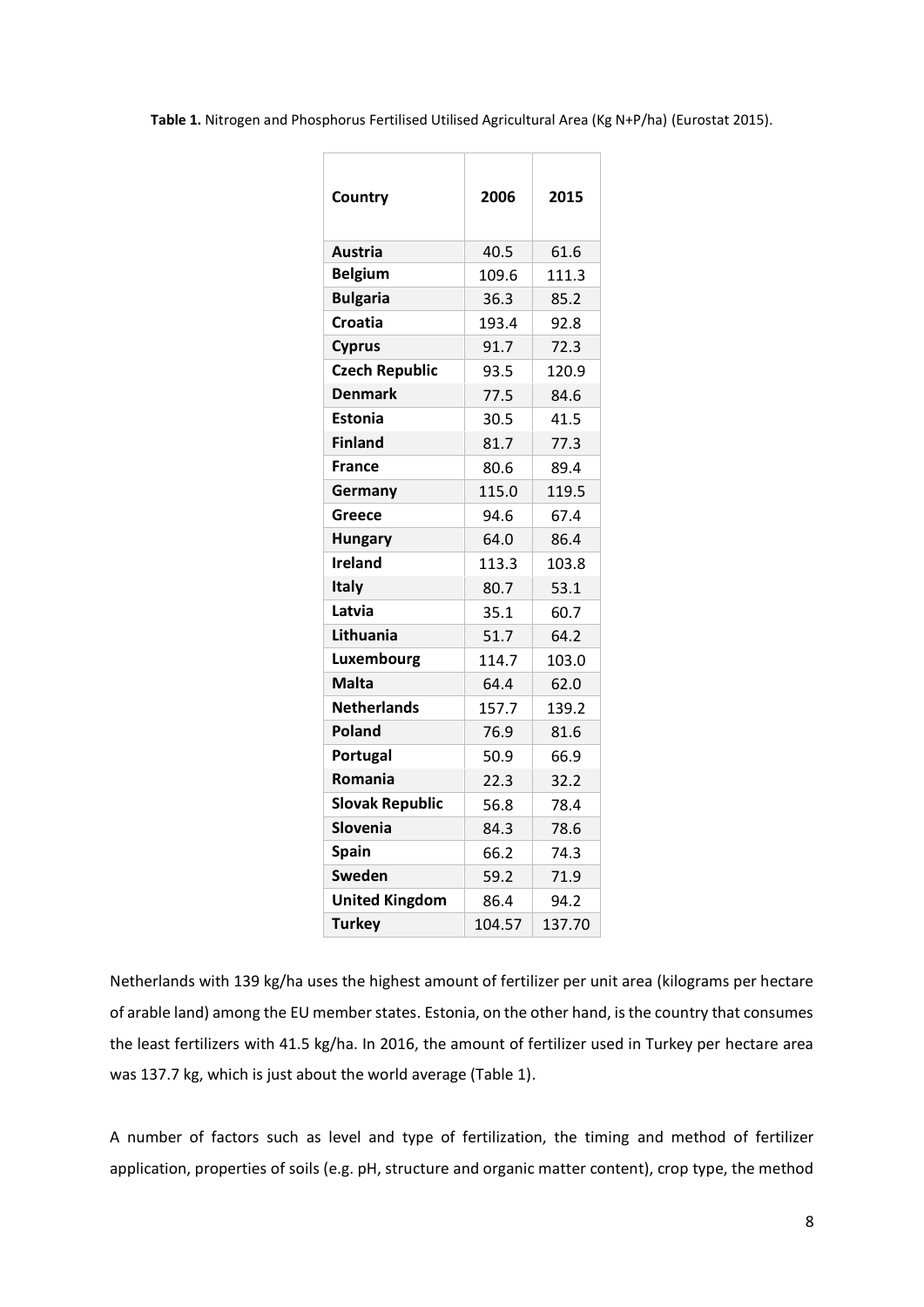**Table 1.** Nitrogen and Phosphorus Fertilised Utilised Agricultural Area (Kg N+P/ha) (Eurostat 2015).

| Country | 2006 | 2015 |
|---|---|---|
| **Austria** | 40.5 | 61.6 |
| **Belgium** | 109.6 | 111.3 |
| **Bulgaria** | 36.3 | 85.2 |
| **Croatia** | 193.4 | 92.8 |
| **Cyprus** | 91.7 | 72.3 |
| **Czech Republic** | 93.5 | 120.9 |
| **Denmark** | 77.5 | 84.6 |
| **Estonia** | 30.5 | 41.5 |
| **Finland** | 81.7 | 77.3 |
| **France** | 80.6 | 89.4 |
| **Germany** | 115.0 | 119.5 |
| **Greece** | 94.6 | 67.4 |
| **Hungary** | 64.0 | 86.4 |
| **Ireland** | 113.3 | 103.8 |
| **Italy** | 80.7 | 53.1 |
| **Latvia** | 35.1 | 60.7 |
| **Lithuania** | 51.7 | 64.2 |
| **Luxembourg** | 114.7 | 103.0 |
| **Malta** | 64.4 | 62.0 |
| **Netherlands** | 157.7 | 139.2 |
| **Poland** | 76.9 | 81.6 |
| **Portugal** | 50.9 | 66.9 |
| **Romania** | 22.3 | 32.2 |
| **Slovak Republic** | 56.8 | 78.4 |
| **Slovenia** | 84.3 | 78.6 |
| **Spain** | 66.2 | 74.3 |
| **Sweden** | 59.2 | 71.9 |
| **United Kingdom** | 86.4 | 94.2 |
| **Turkey** | 104.57 | 137.70 |

Netherlands with 139 kg/ha uses the highest amount of fertilizer per unit area (kilograms per hectare of arable land) among the EU member states. Estonia, on the other hand, is the country that consumes the least fertilizers with 41.5 kg/ha. In 2016, the amount of fertilizer used in Turkey per hectare area was 137.7 kg, which is just about the world average (Table 1).

A number of factors such as level and type of fertilization, the timing and method of fertilizer application, properties of soils (e.g. pH, structure and organic matter content), crop type, the method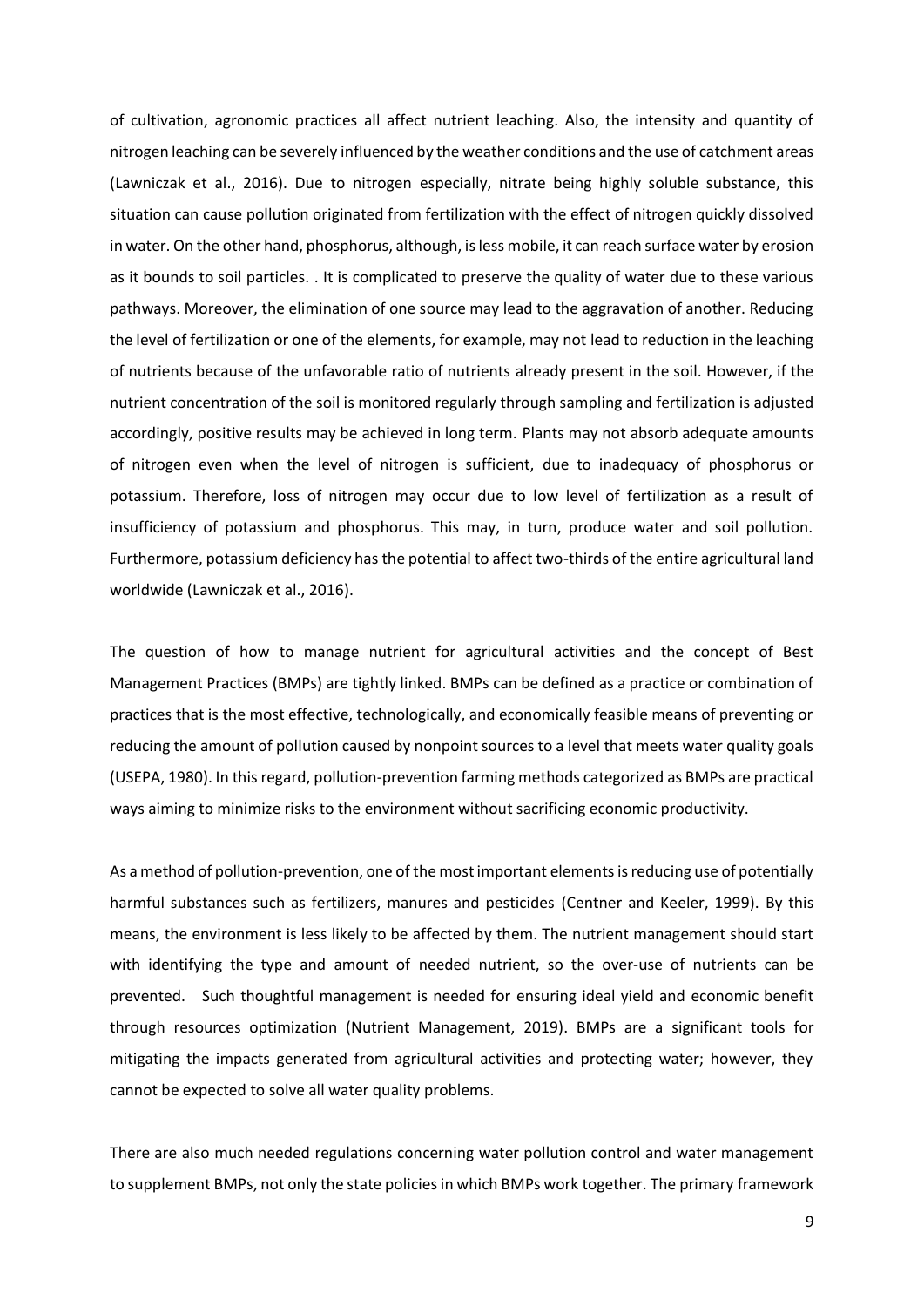of cultivation, agronomic practices all affect nutrient leaching. Also, the intensity and quantity of nitrogen leaching can be severely influenced by the weather conditions and the use of catchment areas (Lawniczak et al., 2016). Due to nitrogen especially, nitrate being highly soluble substance, this situation can cause pollution originated from fertilization with the effect of nitrogen quickly dissolved in water. On the other hand, phosphorus, although, is less mobile, it can reach surface water by erosion as it bounds to soil particles. . It is complicated to preserve the quality of water due to these various pathways. Moreover, the elimination of one source may lead to the aggravation of another. Reducing the level of fertilization or one of the elements, for example, may not lead to reduction in the leaching of nutrients because of the unfavorable ratio of nutrients already present in the soil. However, if the nutrient concentration of the soil is monitored regularly through sampling and fertilization is adjusted accordingly, positive results may be achieved in long term. Plants may not absorb adequate amounts of nitrogen even when the level of nitrogen is sufficient, due to inadequacy of phosphorus or potassium. Therefore, loss of nitrogen may occur due to low level of fertilization as a result of insufficiency of potassium and phosphorus. This may, in turn, produce water and soil pollution. Furthermore, potassium deficiency has the potential to affect two-thirds of the entire agricultural land worldwide (Lawniczak et al., 2016).

The question of how to manage nutrient for agricultural activities and the concept of Best Management Practices (BMPs) are tightly linked. BMPs can be defined as a practice or combination of practices that is the most effective, technologically, and economically feasible means of preventing or reducing the amount of pollution caused by nonpoint sources to a level that meets water quality goals (USEPA, 1980). In this regard, pollution-prevention farming methods categorized as BMPs are practical ways aiming to minimize risks to the environment without sacrificing economic productivity.

As a method of pollution-prevention, one of the most important elements is reducing use of potentially harmful substances such as fertilizers, manures and pesticides (Centner and Keeler, 1999). By this means, the environment is less likely to be affected by them. The nutrient management should start with identifying the type and amount of needed nutrient, so the over-use of nutrients can be prevented. Such thoughtful management is needed for ensuring ideal yield and economic benefit through resources optimization (Nutrient Management, 2019). BMPs are a significant tools for mitigating the impacts generated from agricultural activities and protecting water; however, they cannot be expected to solve all water quality problems.

There are also much needed regulations concerning water pollution control and water management to supplement BMPs, not only the state policies in which BMPs work together. The primary framework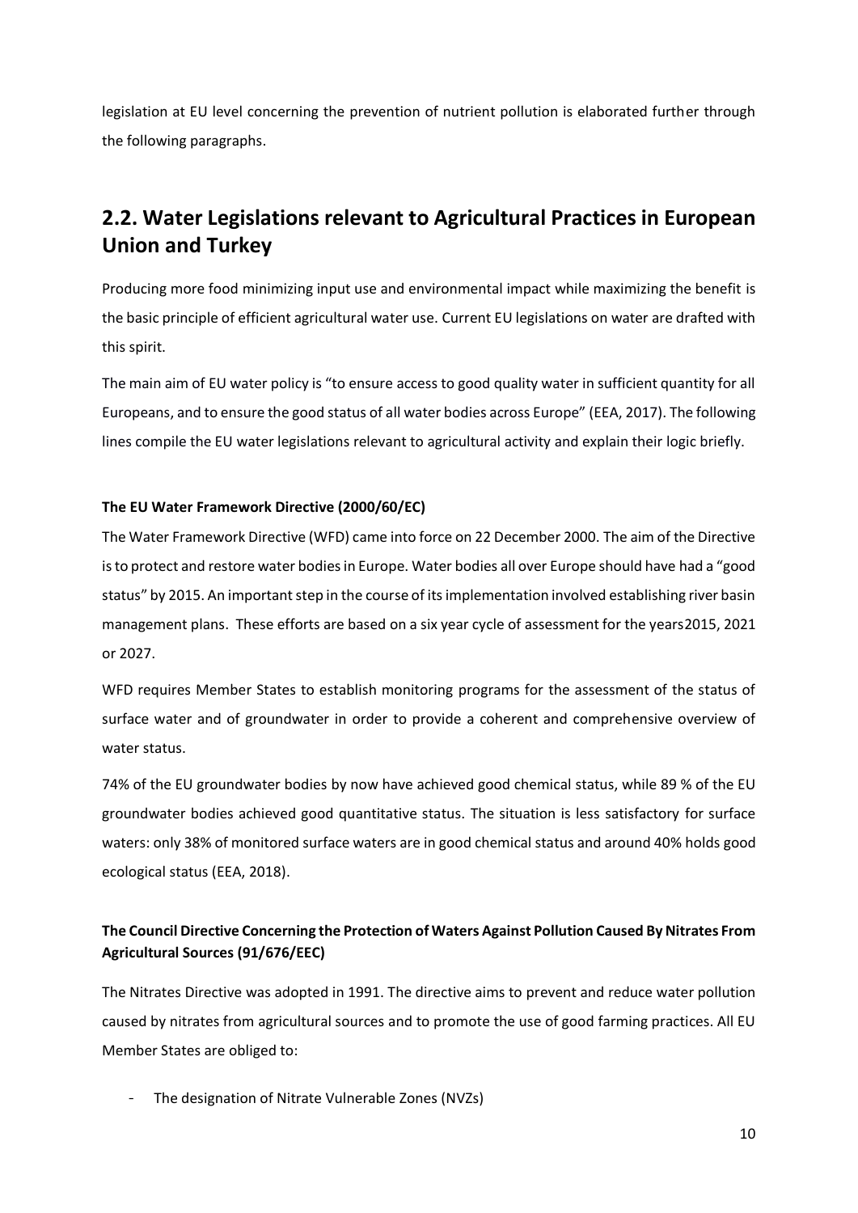legislation at EU level concerning the prevention of nutrient pollution is elaborated further through the following paragraphs.

## 2.2. Water Legislations relevant to Agricultural Practices in European Union and Turkey

Producing more food minimizing input use and environmental impact while maximizing the benefit is the basic principle of efficient agricultural water use. Current EU legislations on water are drafted with this spirit.

The main aim of EU water policy is "to ensure access to good quality water in sufficient quantity for all Europeans, and to ensure the good status of all water bodies across Europe" (EEA, 2017). The following lines compile the EU water legislations relevant to agricultural activity and explain their logic briefly.

**The EU Water Framework Directive (2000/60/EC)**

The Water Framework Directive (WFD) came into force on 22 December 2000. The aim of the Directive is to protect and restore water bodies in Europe. Water bodies all over Europe should have had a "good status" by 2015. An important step in the course of its implementation involved establishing river basin management plans. These efforts are based on a six year cycle of assessment for the years2015, 2021 or 2027.

WFD requires Member States to establish monitoring programs for the assessment of the status of surface water and of groundwater in order to provide a coherent and comprehensive overview of water status.

74% of the EU groundwater bodies by now have achieved good chemical status, while 89 % of the EU groundwater bodies achieved good quantitative status. The situation is less satisfactory for surface waters: only 38% of monitored surface waters are in good chemical status and around 40% holds good ecological status (EEA, 2018).

**The Council Directive Concerning the Protection of Waters Against Pollution Caused By Nitrates From Agricultural Sources (91/676/EEC)**

The Nitrates Directive was adopted in 1991. The directive aims to prevent and reduce water pollution caused by nitrates from agricultural sources and to promote the use of good farming practices. All EU Member States are obliged to:

- The designation of Nitrate Vulnerable Zones (NVZs)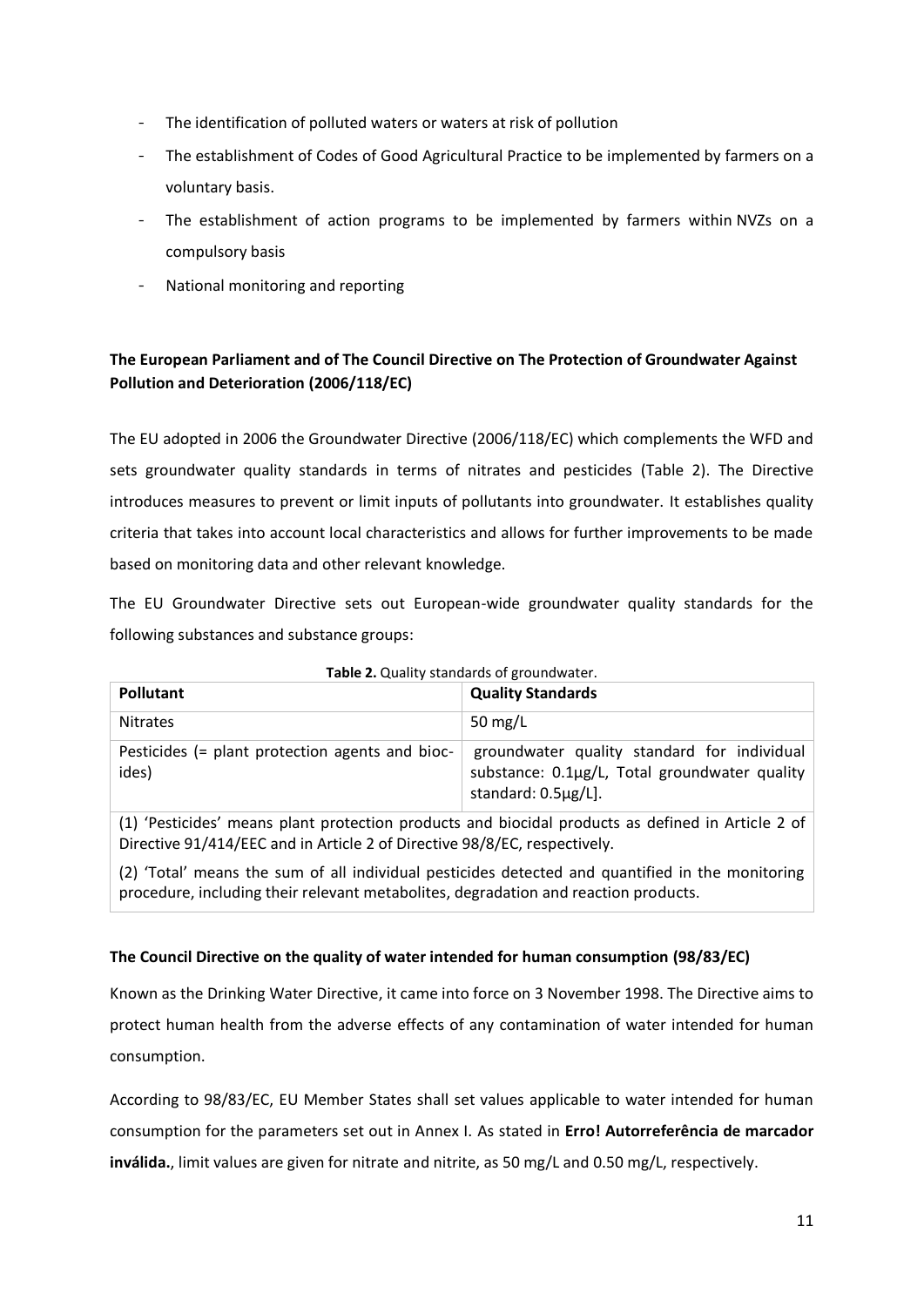- The identification of polluted waters or waters at risk of pollution
- The establishment of Codes of Good Agricultural Practice to be implemented by farmers on a voluntary basis.
- The establishment of action programs to be implemented by farmers within NVZs on a compulsory basis
- National monitoring and reporting

**The European Parliament and of The Council Directive on The Protection of Groundwater Against Pollution and Deterioration (2006/118/EC)**

The EU adopted in 2006 the Groundwater Directive (2006/118/EC) which complements the WFD and sets groundwater quality standards in terms of nitrates and pesticides (Table 2). The Directive introduces measures to prevent or limit inputs of pollutants into groundwater. It establishes quality criteria that takes into account local characteristics and allows for further improvements to be made based on monitoring data and other relevant knowledge.

The EU Groundwater Directive sets out European-wide groundwater quality standards for the following substances and substance groups:

**Table 2.** Quality standards of groundwater.

| **Pollutant** | **Quality Standards** |
|---|---|
| Nitrates | 50 mg/L |
| Pesticides (= plant protection agents and biocides) | groundwater quality standard for individual substance: 0.1µg/L, Total groundwater quality standard: 0.5µg/L]. |
| (1) 'Pesticides' means plant protection products and biocidal products as defined in Article 2 of Directive 91/414/EEC and in Article 2 of Directive 98/8/EC, respectively. (2) 'Total' means the sum of all individual pesticides detected and quantified in the monitoring procedure, including their relevant metabolites, degradation and reaction products. | |

**The Council Directive on the quality of water intended for human consumption (98/83/EC)**

Known as the Drinking Water Directive, it came into force on 3 November 1998. The Directive aims to protect human health from the adverse effects of any contamination of water intended for human consumption.

According to 98/83/EC, EU Member States shall set values applicable to water intended for human consumption for the parameters set out in Annex I. As stated in **Erro! Autorreferência de marcador inválida.**, limit values are given for nitrate and nitrite, as 50 mg/L and 0.50 mg/L, respectively.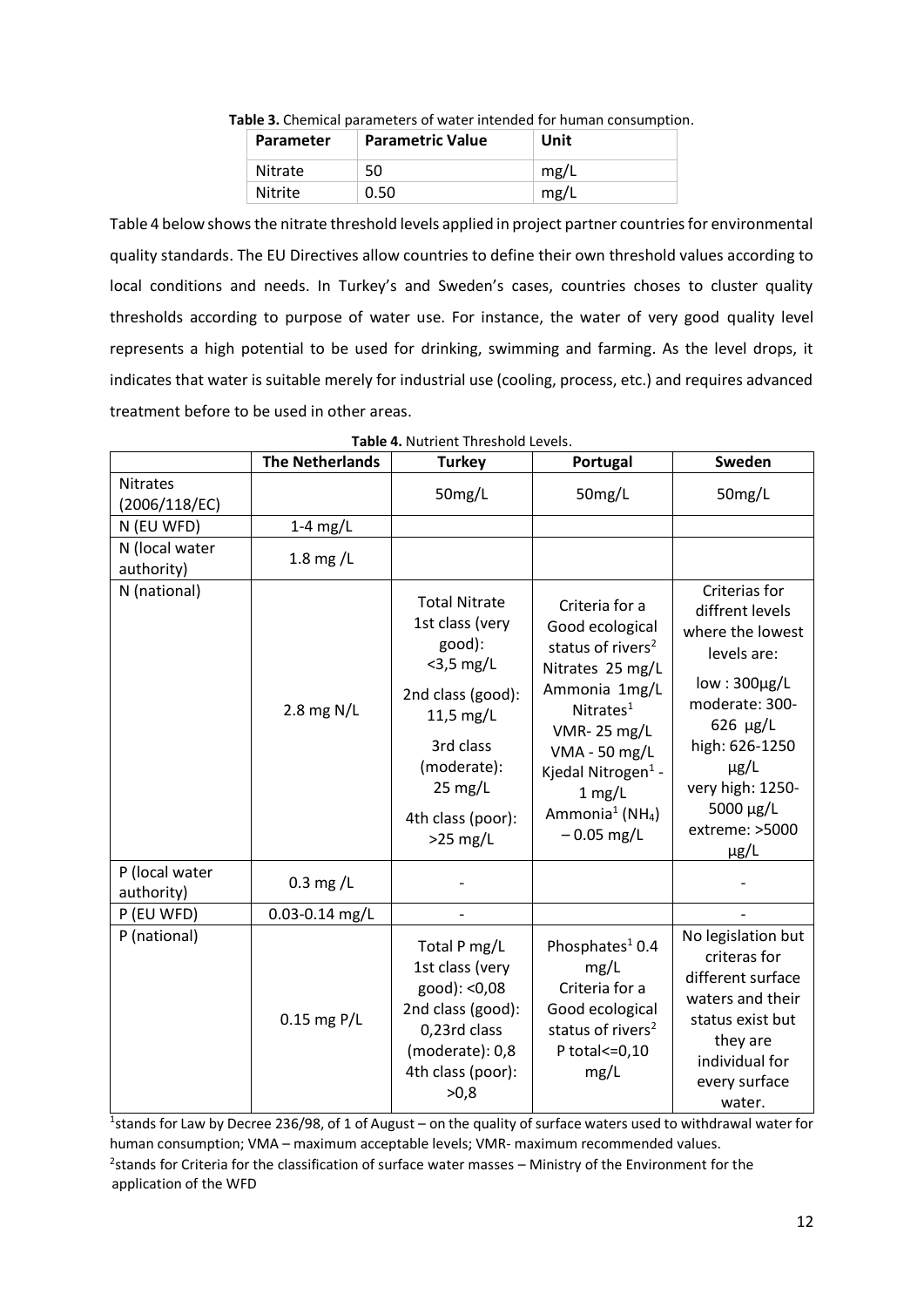**Table 3.** Chemical parameters of water intended for human consumption.

| Parameter | Parametric Value | Unit |
|---|---|---|
| Nitrate | 50 | mg/L |
| Nitrite | 0.50 | mg/L |

Table 4 below shows the nitrate threshold levels applied in project partner countries for environmental quality standards. The EU Directives allow countries to define their own threshold values according to local conditions and needs. In Turkey's and Sweden's cases, countries choses to cluster quality thresholds according to purpose of water use. For instance, the water of very good quality level represents a high potential to be used for drinking, swimming and farming. As the level drops, it indicates that water is suitable merely for industrial use (cooling, process, etc.) and requires advanced treatment before to be used in other areas.

**Table 4.** Nutrient Threshold Levels.

| | The Netherlands | Turkey | Portugal | Sweden |
|---|---|---|---|---|
| Nitrates (2006/118/EC) | | 50mg/L | 50mg/L | 50mg/L |
| N (EU WFD) | 1-4 mg/L | | | |
| N (local water authority) | 1.8 mg /L | | | |
| N (national) | 2.8 mg N/L | Total Nitrate 1st class (very good): <3,5 mg/L 2nd class (good): 11,5 mg/L 3rd class (moderate): 25 mg/L 4th class (poor): >25 mg/L | Criteria for a Good ecological status of rivers[2] Nitrates 25 mg/L Ammonia 1mg/L Nitrates[1] VMR- 25 mg/L VMA - 50 mg/L Kjedal Nitrogen[1] - 1 mg/L Ammonia[1] ($NH_4$) – 0.05 mg/L | Criterias for diffrent levels where the lowest levels are: low : 300µg/L moderate: 300-626 µg/L high: 626-1250 µg/L very high: 1250-5000 µg/L extreme: >5000 µg/L |
| P (local water authority) | 0.3 mg /L | - | | - |
| P (EU WFD) | 0.03-0.14 mg/L | - | | - |
| P (national) | 0.15 mg P/L | Total P mg/L 1st class (very good): <0,08 2nd class (good): 0,23rd class (moderate): 0,8 4th class (poor): >0,8 | Phosphates[1] 0.4 mg/L Criteria for a Good ecological status of rivers[2] P total<=0,10 mg/L | No legislation but criteras for different surface waters and their status exist but they are individual for every surface water. |

[1]stands for Law by Decree 236/98, of 1 of August – on the quality of surface waters used to withdrawal water for human consumption; VMA – maximum acceptable levels; VMR- maximum recommended values.
[2]stands for Criteria for the classification of surface water masses – Ministry of the Environment for the application of the WFD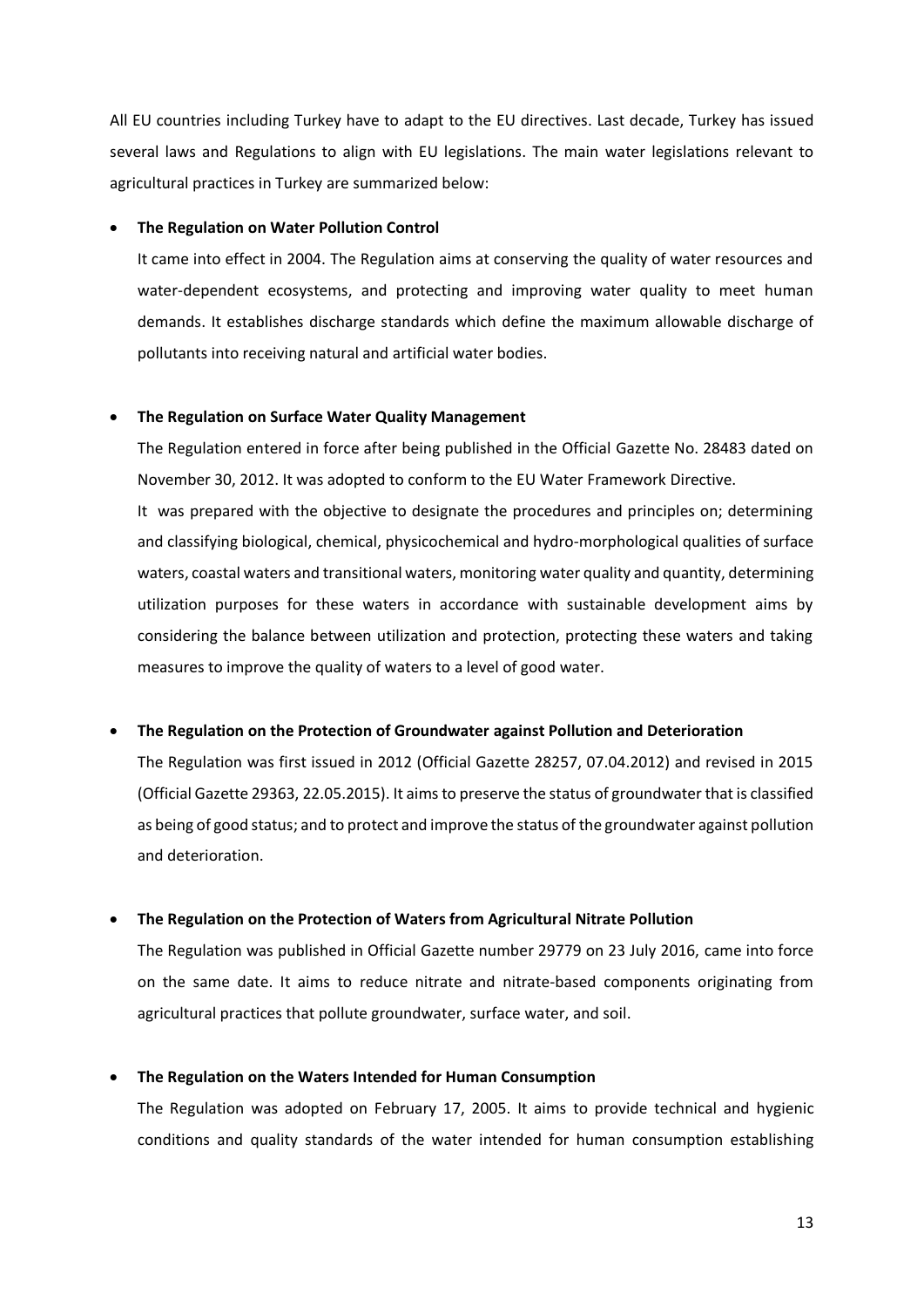All EU countries including Turkey have to adapt to the EU directives. Last decade, Turkey has issued several laws and Regulations to align with EU legislations. The main water legislations relevant to agricultural practices in Turkey are summarized below:

- **The Regulation on Water Pollution Control**

  It came into effect in 2004. The Regulation aims at conserving the quality of water resources and water-dependent ecosystems, and protecting and improving water quality to meet human demands. It establishes discharge standards which define the maximum allowable discharge of pollutants into receiving natural and artificial water bodies.

- **The Regulation on Surface Water Quality Management**

  The Regulation entered in force after being published in the Official Gazette No. 28483 dated on November 30, 2012. It was adopted to conform to the EU Water Framework Directive.

  It was prepared with the objective to designate the procedures and principles on; determining and classifying biological, chemical, physicochemical and hydro-morphological qualities of surface waters, coastal waters and transitional waters, monitoring water quality and quantity, determining utilization purposes for these waters in accordance with sustainable development aims by considering the balance between utilization and protection, protecting these waters and taking measures to improve the quality of waters to a level of good water.

- **The Regulation on the Protection of Groundwater against Pollution and Deterioration**

  The Regulation was first issued in 2012 (Official Gazette 28257, 07.04.2012) and revised in 2015 (Official Gazette 29363, 22.05.2015). It aims to preserve the status of groundwater that is classified as being of good status; and to protect and improve the status of the groundwater against pollution and deterioration.

- **The Regulation on the Protection of Waters from Agricultural Nitrate Pollution**

  The Regulation was published in Official Gazette number 29779 on 23 July 2016, came into force on the same date. It aims to reduce nitrate and nitrate-based components originating from agricultural practices that pollute groundwater, surface water, and soil.

- **The Regulation on the Waters Intended for Human Consumption**

  The Regulation was adopted on February 17, 2005. It aims to provide technical and hygienic conditions and quality standards of the water intended for human consumption establishing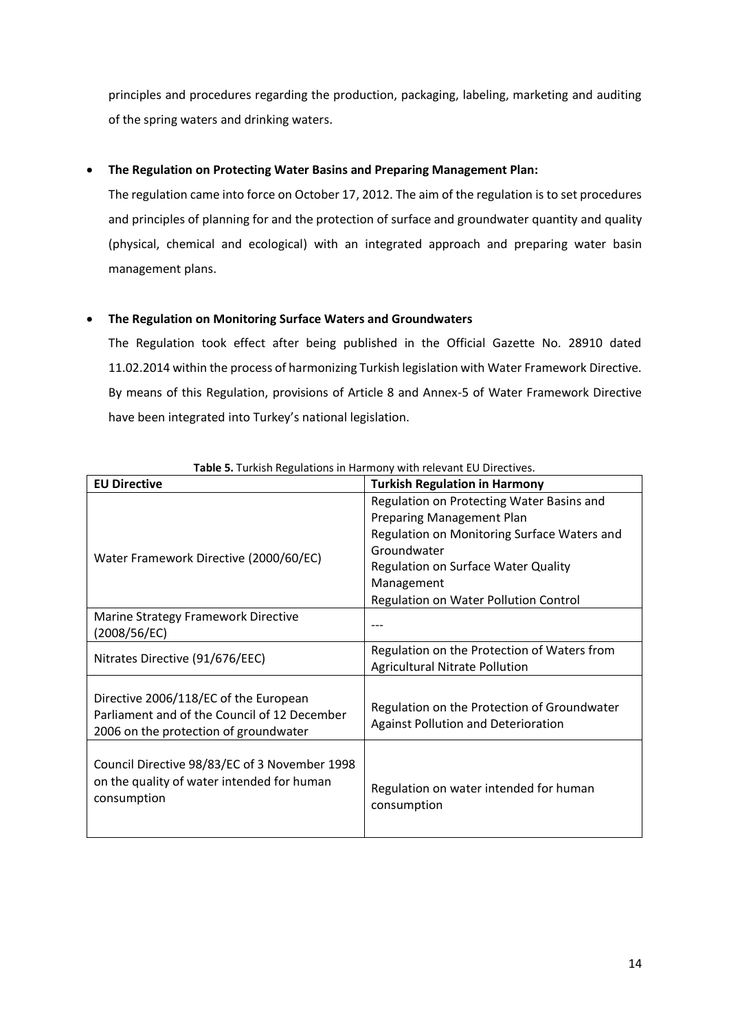principles and procedures regarding the production, packaging, labeling, marketing and auditing of the spring waters and drinking waters.

- **The Regulation on Protecting Water Basins and Preparing Management Plan:**
  The regulation came into force on October 17, 2012. The aim of the regulation is to set procedures and principles of planning for and the protection of surface and groundwater quantity and quality (physical, chemical and ecological) with an integrated approach and preparing water basin management plans.

- **The Regulation on Monitoring Surface Waters and Groundwaters**
  The Regulation took effect after being published in the Official Gazette No. 28910 dated 11.02.2014 within the process of harmonizing Turkish legislation with Water Framework Directive. By means of this Regulation, provisions of Article 8 and Annex-5 of Water Framework Directive have been integrated into Turkey's national legislation.

**Table 5.** Turkish Regulations in Harmony with relevant EU Directives.

| EU Directive | Turkish Regulation in Harmony |
| --- | --- |
| Water Framework Directive (2000/60/EC) | Regulation on Protecting Water Basins and Preparing Management Plan<br>Regulation on Monitoring Surface Waters and Groundwater<br>Regulation on Surface Water Quality Management<br>Regulation on Water Pollution Control |
| Marine Strategy Framework Directive (2008/56/EC) | --- |
| Nitrates Directive (91/676/EEC) | Regulation on the Protection of Waters from Agricultural Nitrate Pollution |
| Directive 2006/118/EC of the European Parliament and of the Council of 12 December 2006 on the protection of groundwater | Regulation on the Protection of Groundwater Against Pollution and Deterioration |
| Council Directive 98/83/EC of 3 November 1998 on the quality of water intended for human consumption | Regulation on water intended for human consumption |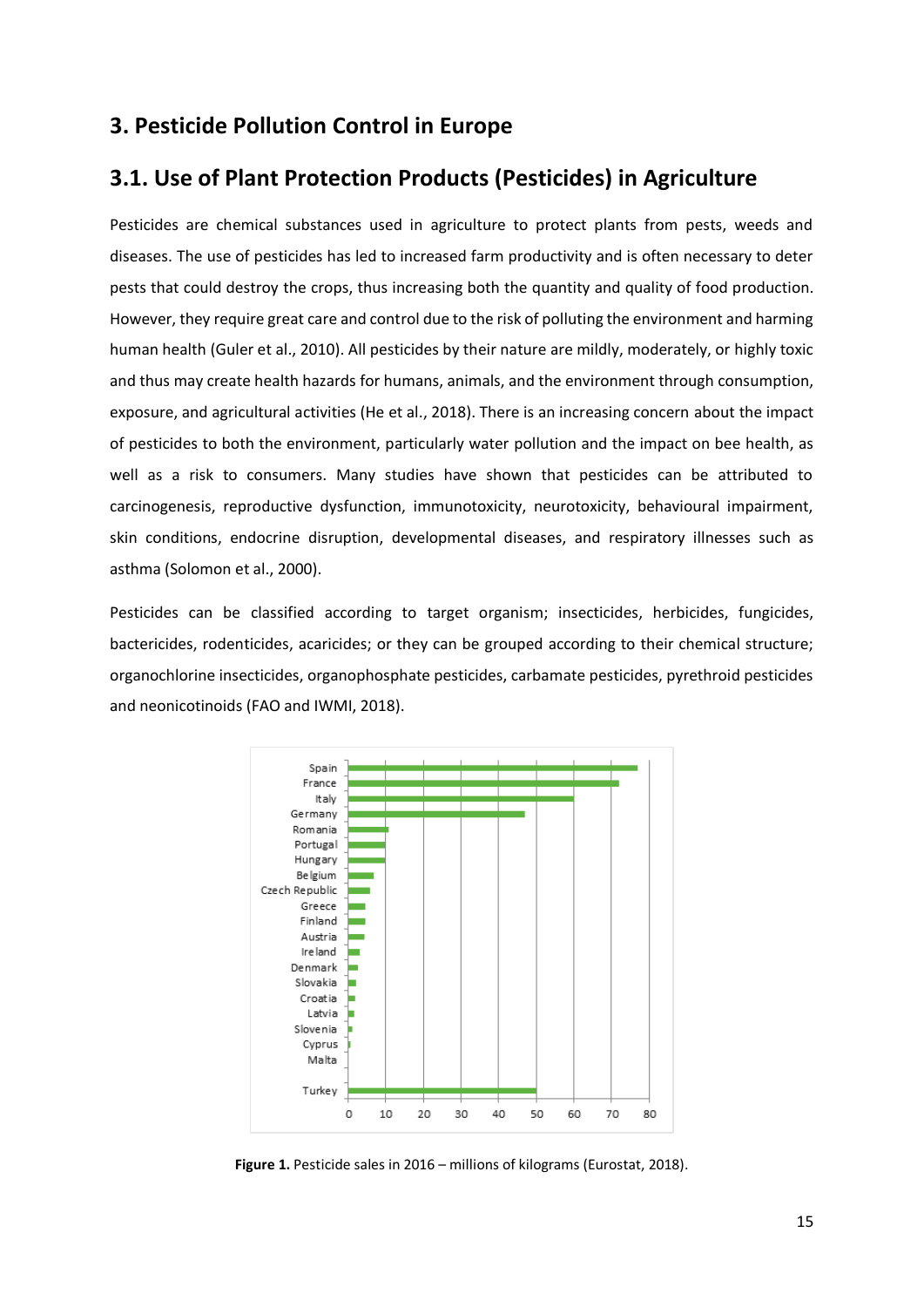# 3. Pesticide Pollution Control in Europe

## 3.1. Use of Plant Protection Products (Pesticides) in Agriculture

Pesticides are chemical substances used in agriculture to protect plants from pests, weeds and diseases. The use of pesticides has led to increased farm productivity and is often necessary to deter pests that could destroy the crops, thus increasing both the quantity and quality of food production. However, they require great care and control due to the risk of polluting the environment and harming human health (Guler et al., 2010). All pesticides by their nature are mildly, moderately, or highly toxic and thus may create health hazards for humans, animals, and the environment through consumption, exposure, and agricultural activities (He et al., 2018). There is an increasing concern about the impact of pesticides to both the environment, particularly water pollution and the impact on bee health, as well as a risk to consumers. Many studies have shown that pesticides can be attributed to carcinogenesis, reproductive dysfunction, immunotoxicity, neurotoxicity, behavioural impairment, skin conditions, endocrine disruption, developmental diseases, and respiratory illnesses such as asthma (Solomon et al., 2000).

Pesticides can be classified according to target organism; insecticides, herbicides, fungicides, bactericides, rodenticides, acaricides; or they can be grouped according to their chemical structure; organochlorine insecticides, organophosphate pesticides, carbamate pesticides, pyrethroid pesticides and neonicotinoids (FAO and IWMI, 2018).

**Figure 1.** Pesticide sales in 2016 – millions of kilograms (Eurostat, 2018).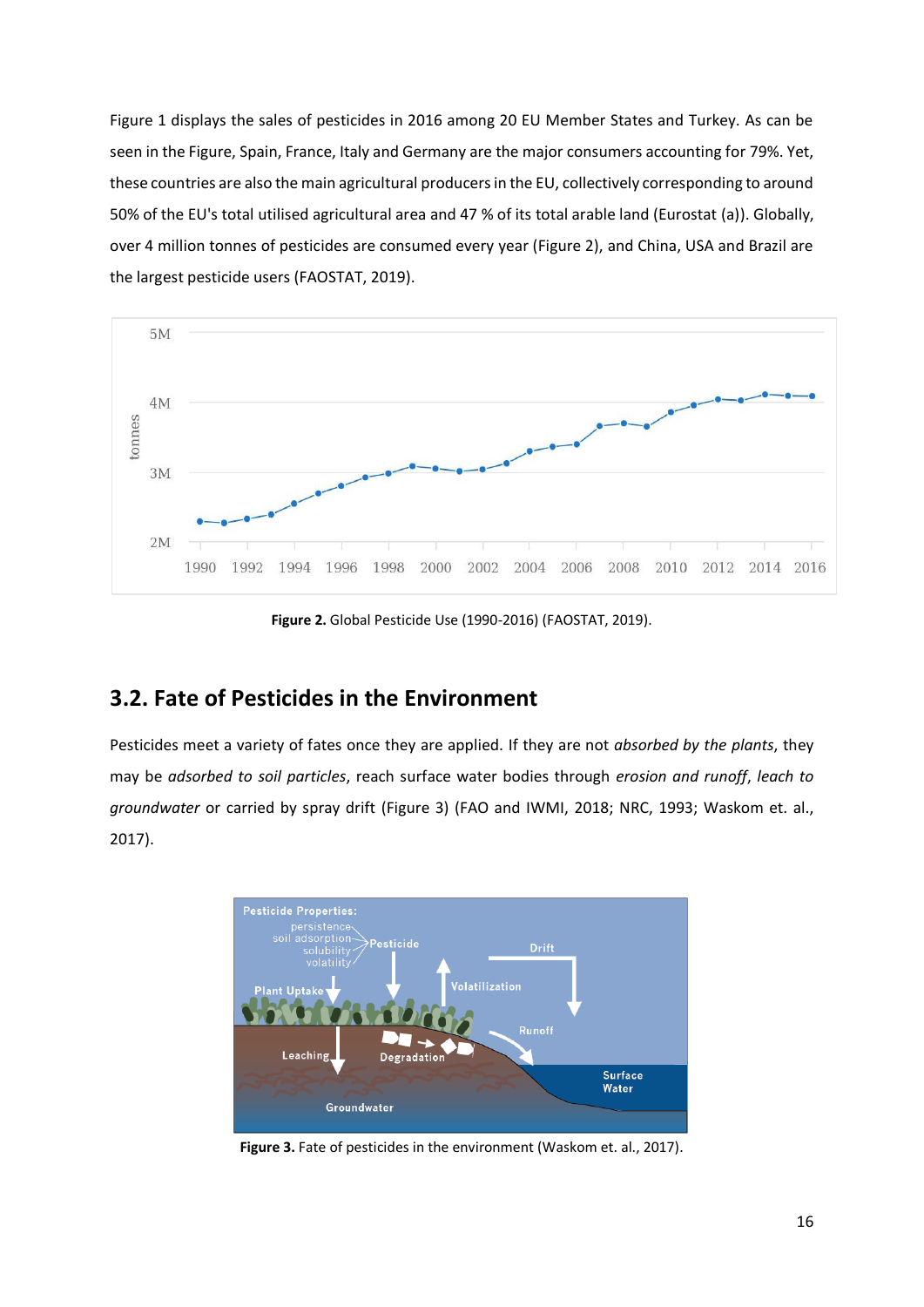Figure 1 displays the sales of pesticides in 2016 among 20 EU Member States and Turkey. As can be seen in the Figure, Spain, France, Italy and Germany are the major consumers accounting for 79%. Yet, these countries are also the main agricultural producers in the EU, collectively corresponding to around 50% of the EU's total utilised agricultural area and 47 % of its total arable land (Eurostat (a)). Globally, over 4 million tonnes of pesticides are consumed every year (Figure 2), and China, USA and Brazil are the largest pesticide users (FAOSTAT, 2019).

**Figure 2.** Global Pesticide Use (1990-2016) (FAOSTAT, 2019).

## 3.2. Fate of Pesticides in the Environment

Pesticides meet a variety of fates once they are applied. If they are not *absorbed by the plants*, they may be *adsorbed to soil particles*, reach surface water bodies through *erosion and runoff*, *leach to groundwater* or carried by spray drift (Figure 3) (FAO and IWMI, 2018; NRC, 1993; Waskom et. al., 2017).

**Figure 3.** Fate of pesticides in the environment (Waskom et. al., 2017).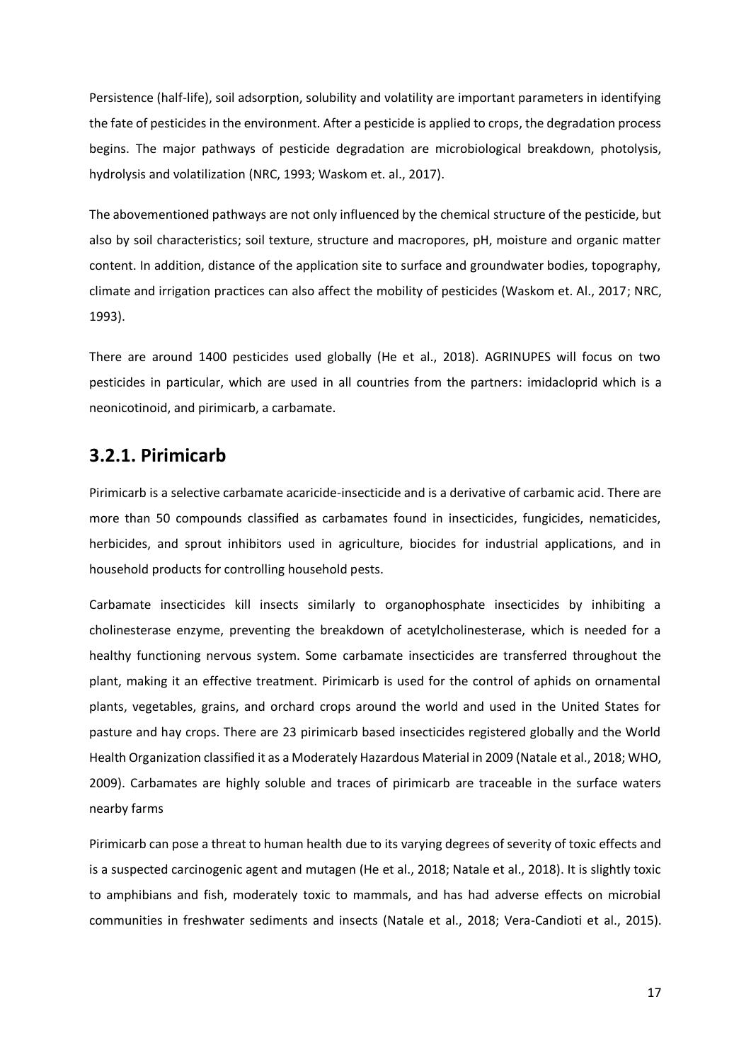Persistence (half-life), soil adsorption, solubility and volatility are important parameters in identifying the fate of pesticides in the environment. After a pesticide is applied to crops, the degradation process begins. The major pathways of pesticide degradation are microbiological breakdown, photolysis, hydrolysis and volatilization (NRC, 1993; Waskom et. al., 2017).

The abovementioned pathways are not only influenced by the chemical structure of the pesticide, but also by soil characteristics; soil texture, structure and macropores, pH, moisture and organic matter content. In addition, distance of the application site to surface and groundwater bodies, topography, climate and irrigation practices can also affect the mobility of pesticides (Waskom et. Al., 2017; NRC, 1993).

There are around 1400 pesticides used globally (He et al., 2018). AGRINUPES will focus on two pesticides in particular, which are used in all countries from the partners: imidacloprid which is a neonicotinoid, and pirimicarb, a carbamate.

## 3.2.1. Pirimicarb

Pirimicarb is a selective carbamate acaricide-insecticide and is a derivative of carbamic acid. There are more than 50 compounds classified as carbamates found in insecticides, fungicides, nematicides, herbicides, and sprout inhibitors used in agriculture, biocides for industrial applications, and in household products for controlling household pests.

Carbamate insecticides kill insects similarly to organophosphate insecticides by inhibiting a cholinesterase enzyme, preventing the breakdown of acetylcholinesterase, which is needed for a healthy functioning nervous system. Some carbamate insecticides are transferred throughout the plant, making it an effective treatment. Pirimicarb is used for the control of aphids on ornamental plants, vegetables, grains, and orchard crops around the world and used in the United States for pasture and hay crops. There are 23 pirimicarb based insecticides registered globally and the World Health Organization classified it as a Moderately Hazardous Material in 2009 (Natale et al., 2018; WHO, 2009). Carbamates are highly soluble and traces of pirimicarb are traceable in the surface waters nearby farms

Pirimicarb can pose a threat to human health due to its varying degrees of severity of toxic effects and is a suspected carcinogenic agent and mutagen (He et al., 2018; Natale et al., 2018). It is slightly toxic to amphibians and fish, moderately toxic to mammals, and has had adverse effects on microbial communities in freshwater sediments and insects (Natale et al., 2018; Vera-Candioti et al., 2015).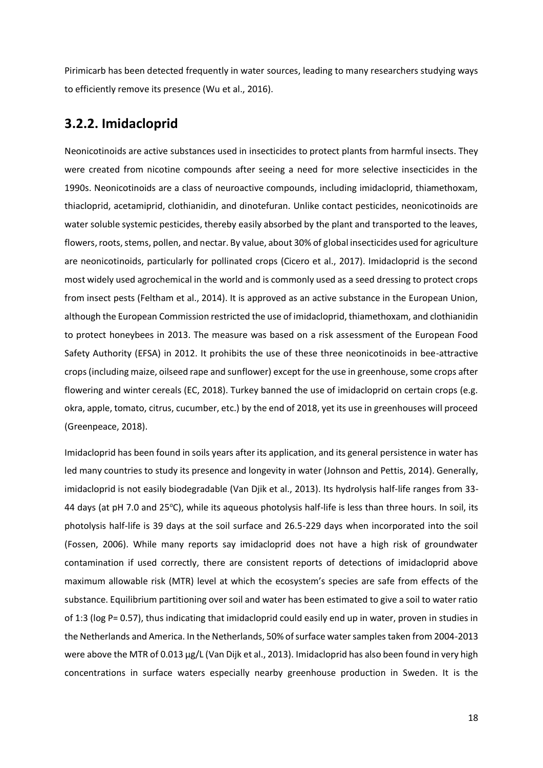Pirimicarb has been detected frequently in water sources, leading to many researchers studying ways to efficiently remove its presence (Wu et al., 2016).

## 3.2.2. Imidacloprid

Neonicotinoids are active substances used in insecticides to protect plants from harmful insects. They were created from nicotine compounds after seeing a need for more selective insecticides in the 1990s. Neonicotinoids are a class of neuroactive compounds, including imidacloprid, thiamethoxam, thiacloprid, acetamiprid, clothianidin, and dinotefuran. Unlike contact pesticides, neonicotinoids are water soluble systemic pesticides, thereby easily absorbed by the plant and transported to the leaves, flowers, roots, stems, pollen, and nectar. By value, about 30% of global insecticides used for agriculture are neonicotinoids, particularly for pollinated crops (Cicero et al., 2017). Imidacloprid is the second most widely used agrochemical in the world and is commonly used as a seed dressing to protect crops from insect pests (Feltham et al., 2014). It is approved as an active substance in the European Union, although the European Commission restricted the use of imidacloprid, thiamethoxam, and clothianidin to protect honeybees in 2013. The measure was based on a risk assessment of the European Food Safety Authority (EFSA) in 2012. It prohibits the use of these three neonicotinoids in bee-attractive crops (including maize, oilseed rape and sunflower) except for the use in greenhouse, some crops after flowering and winter cereals (EC, 2018). Turkey banned the use of imidacloprid on certain crops (e.g. okra, apple, tomato, citrus, cucumber, etc.) by the end of 2018, yet its use in greenhouses will proceed (Greenpeace, 2018).

Imidacloprid has been found in soils years after its application, and its general persistence in water has led many countries to study its presence and longevity in water (Johnson and Pettis, 2014). Generally, imidacloprid is not easily biodegradable (Van Djik et al., 2013). Its hydrolysis half-life ranges from 33-44 days (at pH 7.0 and 25°C), while its aqueous photolysis half-life is less than three hours. In soil, its photolysis half-life is 39 days at the soil surface and 26.5-229 days when incorporated into the soil (Fossen, 2006). While many reports say imidacloprid does not have a high risk of groundwater contamination if used correctly, there are consistent reports of detections of imidacloprid above maximum allowable risk (MTR) level at which the ecosystem's species are safe from effects of the substance. Equilibrium partitioning over soil and water has been estimated to give a soil to water ratio of 1:3 (log P= 0.57), thus indicating that imidacloprid could easily end up in water, proven in studies in the Netherlands and America. In the Netherlands, 50% of surface water samples taken from 2004-2013 were above the MTR of 0.013 µg/L (Van Dijk et al., 2013). Imidacloprid has also been found in very high concentrations in surface waters especially nearby greenhouse production in Sweden. It is the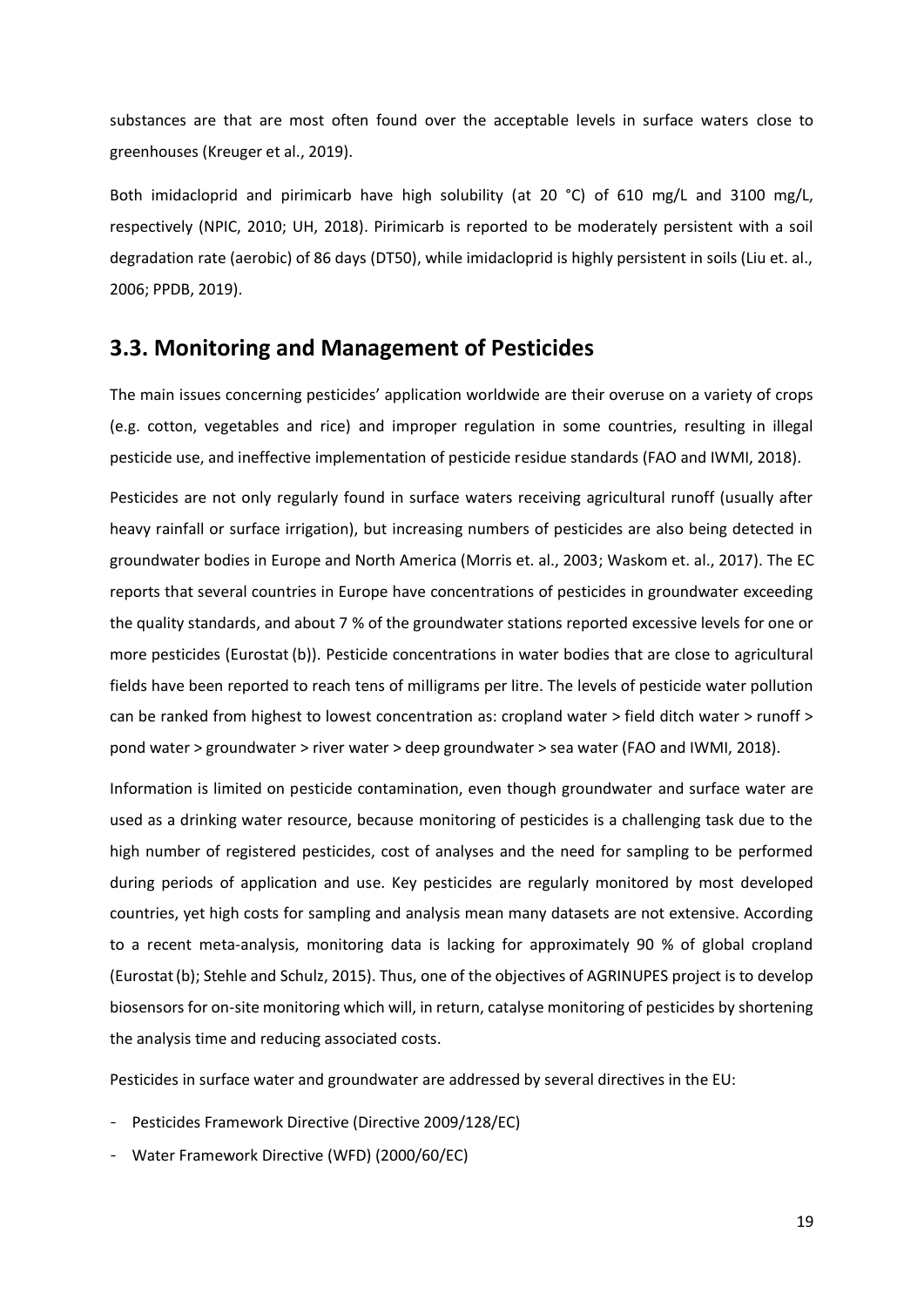substances are that are most often found over the acceptable levels in surface waters close to greenhouses (Kreuger et al., 2019).

Both imidacloprid and pirimicarb have high solubility (at 20 °C) of 610 mg/L and 3100 mg/L, respectively (NPIC, 2010; UH, 2018). Pirimicarb is reported to be moderately persistent with a soil degradation rate (aerobic) of 86 days (DT50), while imidacloprid is highly persistent in soils (Liu et. al., 2006; PPDB, 2019).

## 3.3. Monitoring and Management of Pesticides

The main issues concerning pesticides' application worldwide are their overuse on a variety of crops (e.g. cotton, vegetables and rice) and improper regulation in some countries, resulting in illegal pesticide use, and ineffective implementation of pesticide residue standards (FAO and IWMI, 2018).

Pesticides are not only regularly found in surface waters receiving agricultural runoff (usually after heavy rainfall or surface irrigation), but increasing numbers of pesticides are also being detected in groundwater bodies in Europe and North America (Morris et. al., 2003; Waskom et. al., 2017). The EC reports that several countries in Europe have concentrations of pesticides in groundwater exceeding the quality standards, and about 7 % of the groundwater stations reported excessive levels for one or more pesticides (Eurostat (b)). Pesticide concentrations in water bodies that are close to agricultural fields have been reported to reach tens of milligrams per litre. The levels of pesticide water pollution can be ranked from highest to lowest concentration as: cropland water > field ditch water > runoff > pond water > groundwater > river water > deep groundwater > sea water (FAO and IWMI, 2018).

Information is limited on pesticide contamination, even though groundwater and surface water are used as a drinking water resource, because monitoring of pesticides is a challenging task due to the high number of registered pesticides, cost of analyses and the need for sampling to be performed during periods of application and use. Key pesticides are regularly monitored by most developed countries, yet high costs for sampling and analysis mean many datasets are not extensive. According to a recent meta-analysis, monitoring data is lacking for approximately 90 % of global cropland (Eurostat (b); Stehle and Schulz, 2015). Thus, one of the objectives of AGRINUPES project is to develop biosensors for on-site monitoring which will, in return, catalyse monitoring of pesticides by shortening the analysis time and reducing associated costs.

Pesticides in surface water and groundwater are addressed by several directives in the EU:

- Pesticides Framework Directive (Directive 2009/128/EC)
- Water Framework Directive (WFD) (2000/60/EC)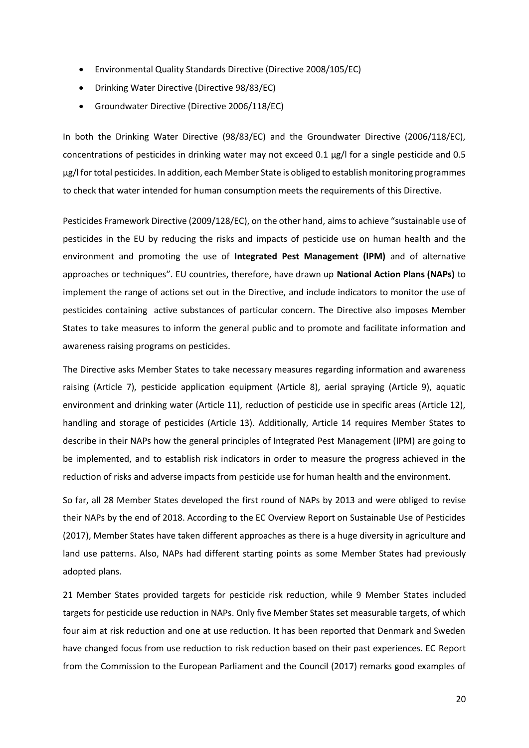- Environmental Quality Standards Directive (Directive 2008/105/EC)
- Drinking Water Directive (Directive 98/83/EC)
- Groundwater Directive (Directive 2006/118/EC)

In both the Drinking Water Directive (98/83/EC) and the Groundwater Directive (2006/118/EC), concentrations of pesticides in drinking water may not exceed 0.1 µg/l for a single pesticide and 0.5 µg/l for total pesticides. In addition, each Member State is obliged to establish monitoring programmes to check that water intended for human consumption meets the requirements of this Directive.

Pesticides Framework Directive (2009/128/EC), on the other hand, aims to achieve "sustainable use of pesticides in the EU by reducing the risks and impacts of pesticide use on human health and the environment and promoting the use of **Integrated Pest Management (IPM)** and of alternative approaches or techniques". EU countries, therefore, have drawn up **National Action Plans (NAPs)** to implement the range of actions set out in the Directive, and include indicators to monitor the use of pesticides containing active substances of particular concern. The Directive also imposes Member States to take measures to inform the general public and to promote and facilitate information and awareness raising programs on pesticides.

The Directive asks Member States to take necessary measures regarding information and awareness raising (Article 7), pesticide application equipment (Article 8), aerial spraying (Article 9), aquatic environment and drinking water (Article 11), reduction of pesticide use in specific areas (Article 12), handling and storage of pesticides (Article 13). Additionally, Article 14 requires Member States to describe in their NAPs how the general principles of Integrated Pest Management (IPM) are going to be implemented, and to establish risk indicators in order to measure the progress achieved in the reduction of risks and adverse impacts from pesticide use for human health and the environment.

So far, all 28 Member States developed the first round of NAPs by 2013 and were obliged to revise their NAPs by the end of 2018. According to the EC Overview Report on Sustainable Use of Pesticides (2017), Member States have taken different approaches as there is a huge diversity in agriculture and land use patterns. Also, NAPs had different starting points as some Member States had previously adopted plans.

21 Member States provided targets for pesticide risk reduction, while 9 Member States included targets for pesticide use reduction in NAPs. Only five Member States set measurable targets, of which four aim at risk reduction and one at use reduction. It has been reported that Denmark and Sweden have changed focus from use reduction to risk reduction based on their past experiences. EC Report from the Commission to the European Parliament and the Council (2017) remarks good examples of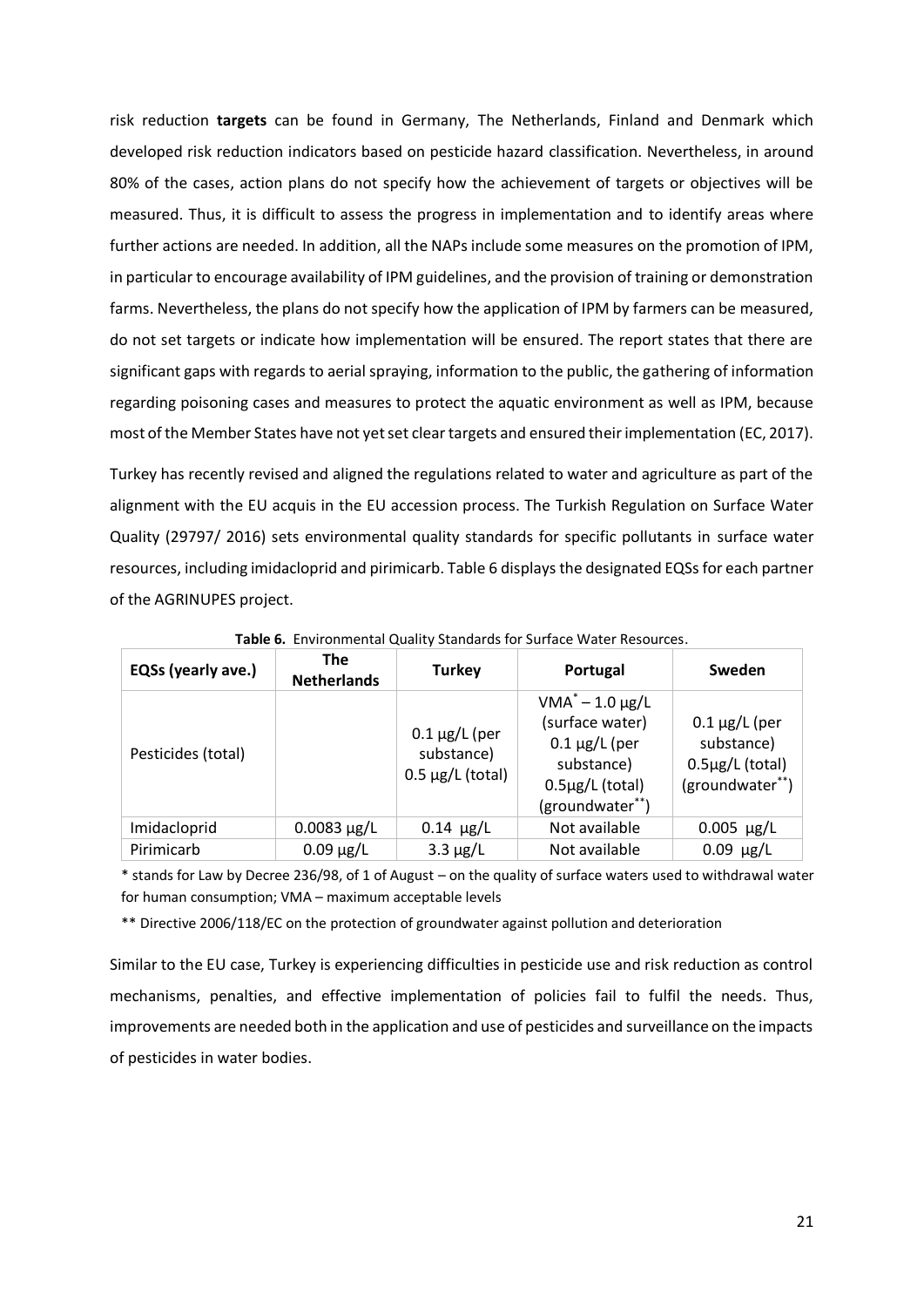risk reduction **targets** can be found in Germany, The Netherlands, Finland and Denmark which developed risk reduction indicators based on pesticide hazard classification. Nevertheless, in around 80% of the cases, action plans do not specify how the achievement of targets or objectives will be measured. Thus, it is difficult to assess the progress in implementation and to identify areas where further actions are needed. In addition, all the NAPs include some measures on the promotion of IPM, in particular to encourage availability of IPM guidelines, and the provision of training or demonstration farms. Nevertheless, the plans do not specify how the application of IPM by farmers can be measured, do not set targets or indicate how implementation will be ensured. The report states that there are significant gaps with regards to aerial spraying, information to the public, the gathering of information regarding poisoning cases and measures to protect the aquatic environment as well as IPM, because most of the Member States have not yet set clear targets and ensured their implementation (EC, 2017).

Turkey has recently revised and aligned the regulations related to water and agriculture as part of the alignment with the EU acquis in the EU accession process. The Turkish Regulation on Surface Water Quality (29797/ 2016) sets environmental quality standards for specific pollutants in surface water resources, including imidacloprid and pirimicarb. Table 6 displays the designated EQSs for each partner of the AGRINUPES project.

**Table 6.** Environmental Quality Standards for Surface Water Resources.

| EQSs (yearly ave.) | The Netherlands | Turkey | Portugal | Sweden |
|---|---|---|---|---|
| Pesticides (total) | | 0.1 µg/L (per substance) 0.5 µg/L (total) | VMA* – 1.0 µg/L (surface water) 0.1 µg/L (per substance) 0.5µg/L (total) (groundwater**) | 0.1 µg/L (per substance) 0.5µg/L (total) (groundwater**) |
| Imidacloprid | 0.0083 µg/L | 0.14 µg/L | Not available | 0.005 µg/L |
| Pirimicarb | 0.09 µg/L | 3.3 µg/L | Not available | 0.09 µg/L |

\* stands for Law by Decree 236/98, of 1 of August – on the quality of surface waters used to withdrawal water for human consumption; VMA – maximum acceptable levels

** Directive 2006/118/EC on the protection of groundwater against pollution and deterioration

Similar to the EU case, Turkey is experiencing difficulties in pesticide use and risk reduction as control mechanisms, penalties, and effective implementation of policies fail to fulfil the needs. Thus, improvements are needed both in the application and use of pesticides and surveillance on the impacts of pesticides in water bodies.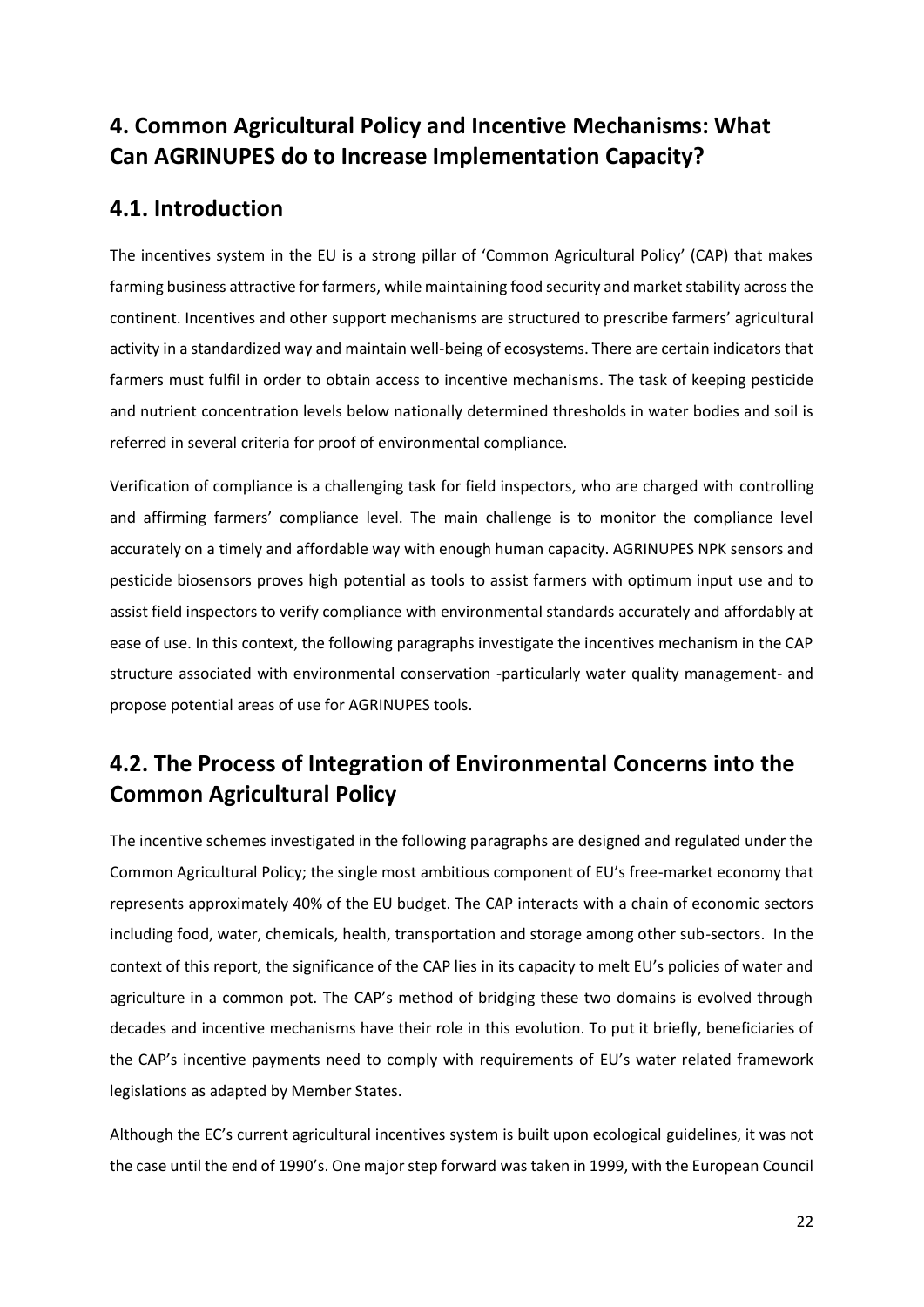## 4. Common Agricultural Policy and Incentive Mechanisms: What Can AGRINUPES do to Increase Implementation Capacity?

### 4.1. Introduction

The incentives system in the EU is a strong pillar of 'Common Agricultural Policy' (CAP) that makes farming business attractive for farmers, while maintaining food security and market stability across the continent. Incentives and other support mechanisms are structured to prescribe farmers' agricultural activity in a standardized way and maintain well-being of ecosystems. There are certain indicators that farmers must fulfil in order to obtain access to incentive mechanisms. The task of keeping pesticide and nutrient concentration levels below nationally determined thresholds in water bodies and soil is referred in several criteria for proof of environmental compliance.

Verification of compliance is a challenging task for field inspectors, who are charged with controlling and affirming farmers' compliance level. The main challenge is to monitor the compliance level accurately on a timely and affordable way with enough human capacity. AGRINUPES NPK sensors and pesticide biosensors proves high potential as tools to assist farmers with optimum input use and to assist field inspectors to verify compliance with environmental standards accurately and affordably at ease of use. In this context, the following paragraphs investigate the incentives mechanism in the CAP structure associated with environmental conservation -particularly water quality management- and propose potential areas of use for AGRINUPES tools.

### 4.2. The Process of Integration of Environmental Concerns into the Common Agricultural Policy

The incentive schemes investigated in the following paragraphs are designed and regulated under the Common Agricultural Policy; the single most ambitious component of EU's free-market economy that represents approximately 40% of the EU budget. The CAP interacts with a chain of economic sectors including food, water, chemicals, health, transportation and storage among other sub-sectors. In the context of this report, the significance of the CAP lies in its capacity to melt EU's policies of water and agriculture in a common pot. The CAP's method of bridging these two domains is evolved through decades and incentive mechanisms have their role in this evolution. To put it briefly, beneficiaries of the CAP's incentive payments need to comply with requirements of EU's water related framework legislations as adapted by Member States.

Although the EC's current agricultural incentives system is built upon ecological guidelines, it was not the case until the end of 1990's. One major step forward was taken in 1999, with the European Council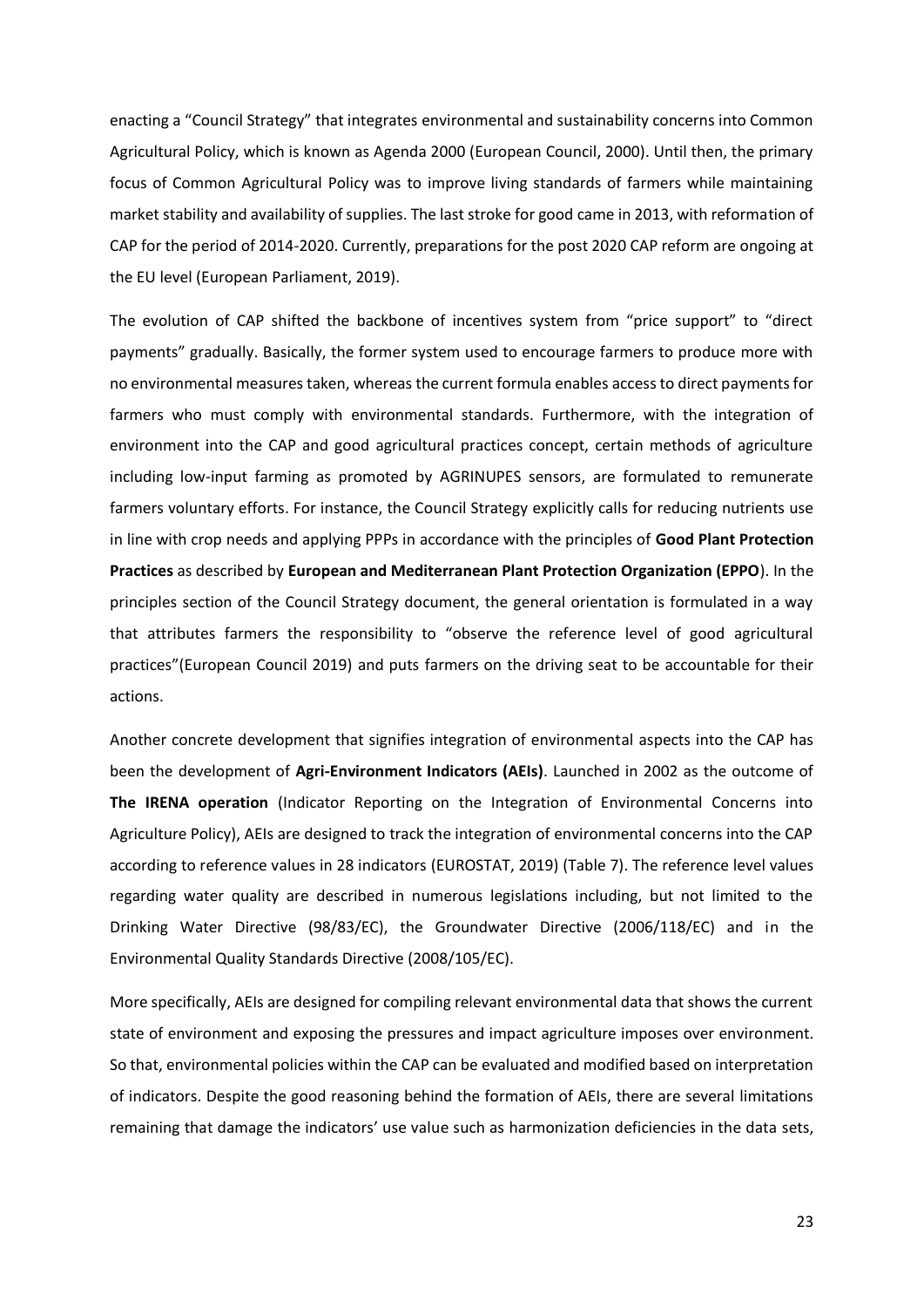enacting a “Council Strategy” that integrates environmental and sustainability concerns into Common Agricultural Policy, which is known as Agenda 2000 (European Council, 2000). Until then, the primary focus of Common Agricultural Policy was to improve living standards of farmers while maintaining market stability and availability of supplies. The last stroke for good came in 2013, with reformation of CAP for the period of 2014-2020. Currently, preparations for the post 2020 CAP reform are ongoing at the EU level (European Parliament, 2019).

The evolution of CAP shifted the backbone of incentives system from “price support” to “direct payments” gradually. Basically, the former system used to encourage farmers to produce more with no environmental measures taken, whereas the current formula enables access to direct payments for farmers who must comply with environmental standards. Furthermore, with the integration of environment into the CAP and good agricultural practices concept, certain methods of agriculture including low-input farming as promoted by AGRINUPES sensors, are formulated to remunerate farmers voluntary efforts. For instance, the Council Strategy explicitly calls for reducing nutrients use in line with crop needs and applying PPPs in accordance with the principles of **Good Plant Protection Practices** as described by **European and Mediterranean Plant Protection Organization (EPPO**). In the principles section of the Council Strategy document, the general orientation is formulated in a way that attributes farmers the responsibility to “observe the reference level of good agricultural practices”(European Council 2019) and puts farmers on the driving seat to be accountable for their actions.

Another concrete development that signifies integration of environmental aspects into the CAP has been the development of **Agri-Environment Indicators (AEIs)**. Launched in 2002 as the outcome of **The IRENA operation** (Indicator Reporting on the Integration of Environmental Concerns into Agriculture Policy), AEIs are designed to track the integration of environmental concerns into the CAP according to reference values in 28 indicators (EUROSTAT, 2019) (Table 7). The reference level values regarding water quality are described in numerous legislations including, but not limited to the Drinking Water Directive (98/83/EC), the Groundwater Directive (2006/118/EC) and in the Environmental Quality Standards Directive (2008/105/EC).

More specifically, AEIs are designed for compiling relevant environmental data that shows the current state of environment and exposing the pressures and impact agriculture imposes over environment. So that, environmental policies within the CAP can be evaluated and modified based on interpretation of indicators. Despite the good reasoning behind the formation of AEIs, there are several limitations remaining that damage the indicators’ use value such as harmonization deficiencies in the data sets,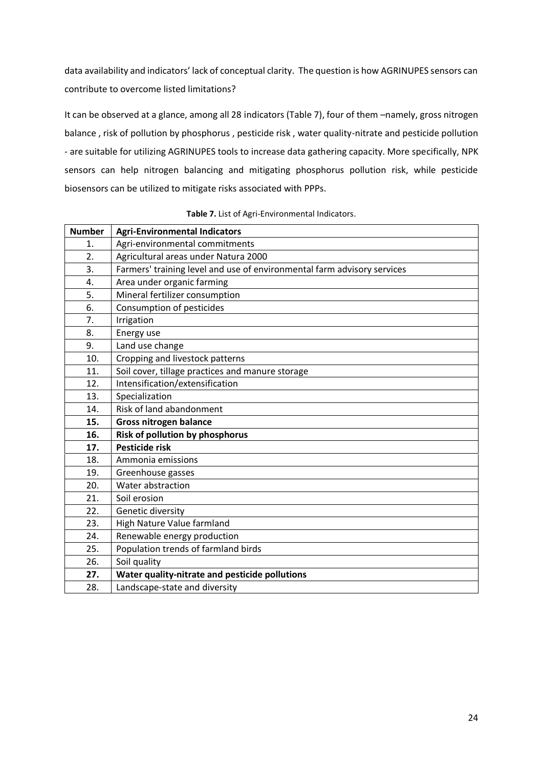data availability and indicators' lack of conceptual clarity. The question is how AGRINUPES sensors can contribute to overcome listed limitations?

It can be observed at a glance, among all 28 indicators (Table 7), four of them –namely, gross nitrogen balance , risk of pollution by phosphorus , pesticide risk , water quality-nitrate and pesticide pollution - are suitable for utilizing AGRINUPES tools to increase data gathering capacity. More specifically, NPK sensors can help nitrogen balancing and mitigating phosphorus pollution risk, while pesticide biosensors can be utilized to mitigate risks associated with PPPs.

**Table 7.** List of Agri-Environmental Indicators.

| Number | Agri-Environmental Indicators |
| --- | --- |
| 1. | Agri-environmental commitments |
| 2. | Agricultural areas under Natura 2000 |
| 3. | Farmers' training level and use of environmental farm advisory services |
| 4. | Area under organic farming |
| 5. | Mineral fertilizer consumption |
| 6. | Consumption of pesticides |
| 7. | Irrigation |
| 8. | Energy use |
| 9. | Land use change |
| 10. | Cropping and livestock patterns |
| 11. | Soil cover, tillage practices and manure storage |
| 12. | Intensification/extensification |
| 13. | Specialization |
| 14. | Risk of land abandonment |
| **15.** | **Gross nitrogen balance** |
| **16.** | **Risk of pollution by phosphorus** |
| **17.** | **Pesticide risk** |
| 18. | Ammonia emissions |
| 19. | Greenhouse gasses |
| 20. | Water abstraction |
| 21. | Soil erosion |
| 22. | Genetic diversity |
| 23. | High Nature Value farmland |
| 24. | Renewable energy production |
| 25. | Population trends of farmland birds |
| 26. | Soil quality |
| **27.** | **Water quality-nitrate and pesticide pollutions** |
| 28. | Landscape-state and diversity |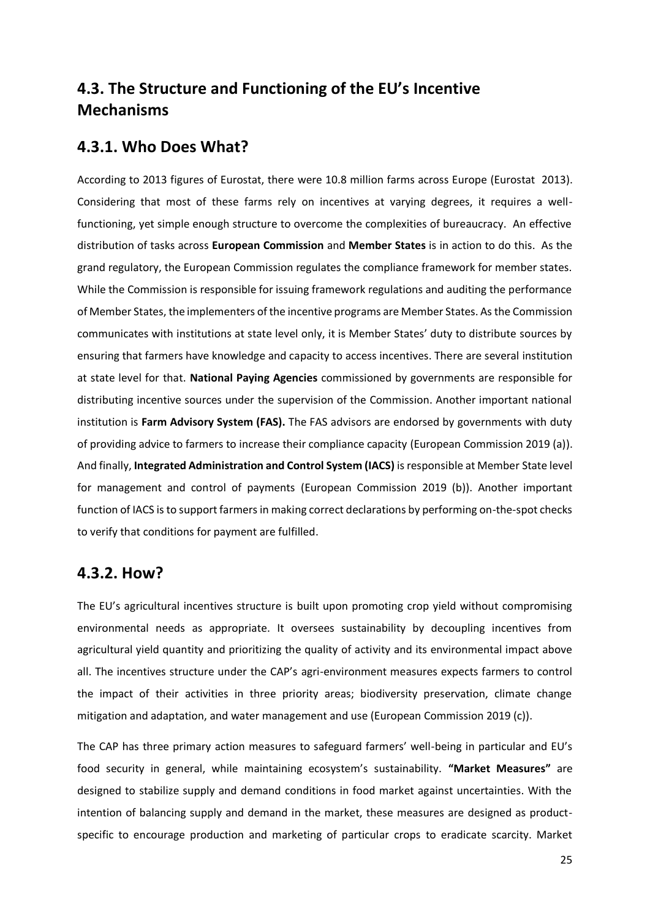## 4.3. The Structure and Functioning of the EU's Incentive Mechanisms

### 4.3.1. Who Does What?

According to 2013 figures of Eurostat, there were 10.8 million farms across Europe (Eurostat 2013). Considering that most of these farms rely on incentives at varying degrees, it requires a well-functioning, yet simple enough structure to overcome the complexities of bureaucracy. An effective distribution of tasks across **European Commission** and **Member States** is in action to do this. As the grand regulatory, the European Commission regulates the compliance framework for member states. While the Commission is responsible for issuing framework regulations and auditing the performance of Member States, the implementers of the incentive programs are Member States. As the Commission communicates with institutions at state level only, it is Member States' duty to distribute sources by ensuring that farmers have knowledge and capacity to access incentives. There are several institution at state level for that. **National Paying Agencies** commissioned by governments are responsible for distributing incentive sources under the supervision of the Commission. Another important national institution is **Farm Advisory System (FAS).** The FAS advisors are endorsed by governments with duty of providing advice to farmers to increase their compliance capacity (European Commission 2019 (a)). And finally, **Integrated Administration and Control System (IACS)** is responsible at Member State level for management and control of payments (European Commission 2019 (b)). Another important function of IACS is to support farmers in making correct declarations by performing on-the-spot checks to verify that conditions for payment are fulfilled.

### 4.3.2. How?

The EU's agricultural incentives structure is built upon promoting crop yield without compromising environmental needs as appropriate. It oversees sustainability by decoupling incentives from agricultural yield quantity and prioritizing the quality of activity and its environmental impact above all. The incentives structure under the CAP's agri-environment measures expects farmers to control the impact of their activities in three priority areas; biodiversity preservation, climate change mitigation and adaptation, and water management and use (European Commission 2019 (c)).

The CAP has three primary action measures to safeguard farmers' well-being in particular and EU's food security in general, while maintaining ecosystem's sustainability. **"Market Measures"** are designed to stabilize supply and demand conditions in food market against uncertainties. With the intention of balancing supply and demand in the market, these measures are designed as product-specific to encourage production and marketing of particular crops to eradicate scarcity. Market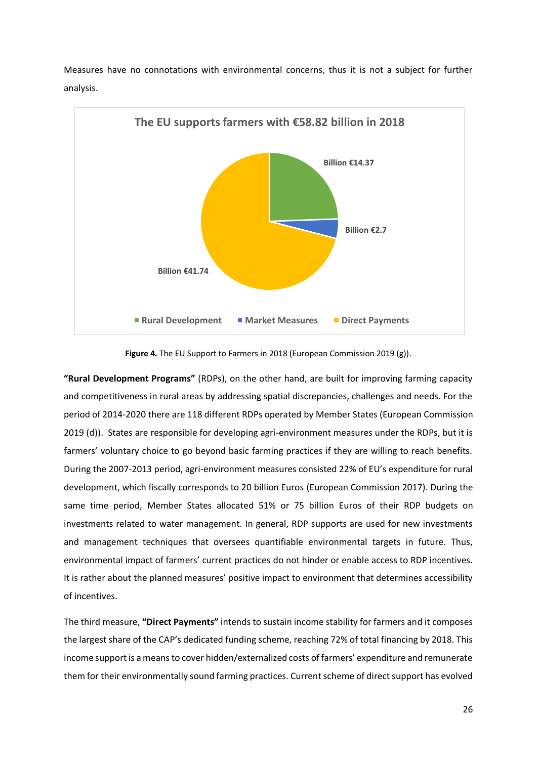Measures have no connotations with environmental concerns, thus it is not a subject for further analysis.

**Figure 4.** The EU Support to Farmers in 2018 (European Commission 2019 (g)).

**"Rural Development Programs"** (RDPs), on the other hand, are built for improving farming capacity and competitiveness in rural areas by addressing spatial discrepancies, challenges and needs. For the period of 2014-2020 there are 118 different RDPs operated by Member States (European Commission 2019 (d)). States are responsible for developing agri-environment measures under the RDPs, but it is farmers' voluntary choice to go beyond basic farming practices if they are willing to reach benefits. During the 2007-2013 period, agri-environment measures consisted 22% of EU's expenditure for rural development, which fiscally corresponds to 20 billion Euros (European Commission 2017). During the same time period, Member States allocated 51% or 75 billion Euros of their RDP budgets on investments related to water management. In general, RDP supports are used for new investments and management techniques that oversees quantifiable environmental targets in future. Thus, environmental impact of farmers' current practices do not hinder or enable access to RDP incentives. It is rather about the planned measures' positive impact to environment that determines accessibility of incentives.

The third measure, **"Direct Payments"** intends to sustain income stability for farmers and it composes the largest share of the CAP's dedicated funding scheme, reaching 72% of total financing by 2018. This income support is a means to cover hidden/externalized costs of farmers' expenditure and remunerate them for their environmentally sound farming practices. Current scheme of direct support has evolved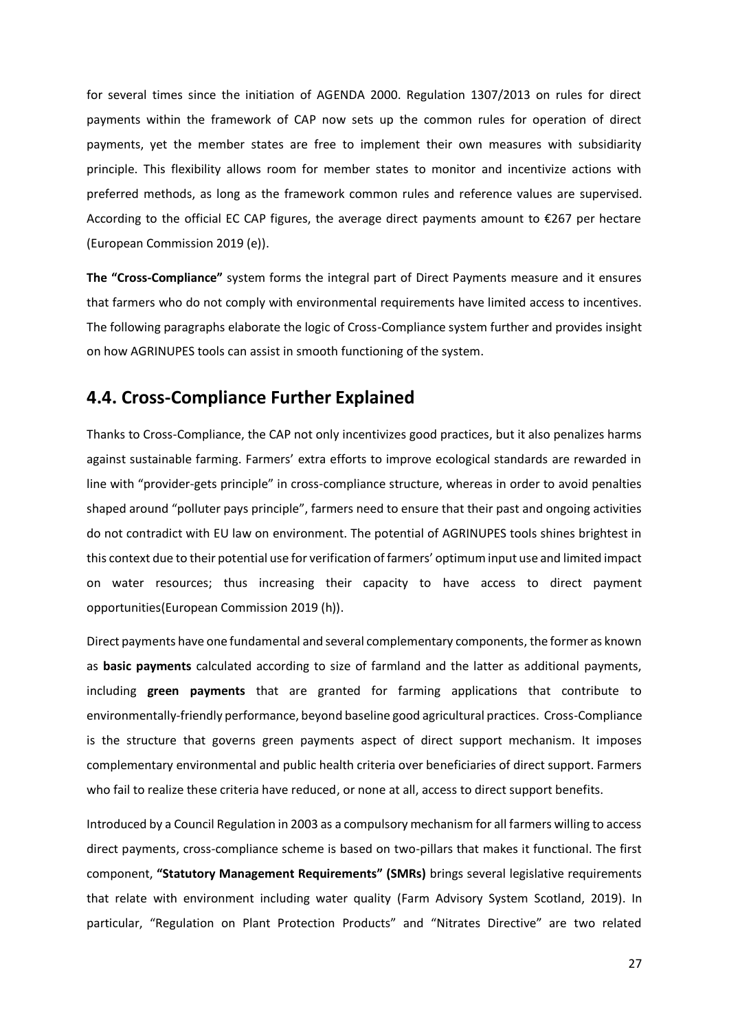for several times since the initiation of AGENDA 2000. Regulation 1307/2013 on rules for direct payments within the framework of CAP now sets up the common rules for operation of direct payments, yet the member states are free to implement their own measures with subsidiarity principle. This flexibility allows room for member states to monitor and incentivize actions with preferred methods, as long as the framework common rules and reference values are supervised. According to the official EC CAP figures, the average direct payments amount to €267 per hectare (European Commission 2019 (e)).

**The "Cross-Compliance"** system forms the integral part of Direct Payments measure and it ensures that farmers who do not comply with environmental requirements have limited access to incentives. The following paragraphs elaborate the logic of Cross-Compliance system further and provides insight on how AGRINUPES tools can assist in smooth functioning of the system.

## 4.4. Cross-Compliance Further Explained

Thanks to Cross-Compliance, the CAP not only incentivizes good practices, but it also penalizes harms against sustainable farming. Farmers' extra efforts to improve ecological standards are rewarded in line with "provider-gets principle" in cross-compliance structure, whereas in order to avoid penalties shaped around "polluter pays principle", farmers need to ensure that their past and ongoing activities do not contradict with EU law on environment. The potential of AGRINUPES tools shines brightest in this context due to their potential use for verification of farmers' optimum input use and limited impact on water resources; thus increasing their capacity to have access to direct payment opportunities(European Commission 2019 (h)).

Direct payments have one fundamental and several complementary components, the former as known as **basic payments** calculated according to size of farmland and the latter as additional payments, including **green payments** that are granted for farming applications that contribute to environmentally-friendly performance, beyond baseline good agricultural practices. Cross-Compliance is the structure that governs green payments aspect of direct support mechanism. It imposes complementary environmental and public health criteria over beneficiaries of direct support. Farmers who fail to realize these criteria have reduced, or none at all, access to direct support benefits.

Introduced by a Council Regulation in 2003 as a compulsory mechanism for all farmers willing to access direct payments, cross-compliance scheme is based on two-pillars that makes it functional. The first component, **"Statutory Management Requirements" (SMRs)** brings several legislative requirements that relate with environment including water quality (Farm Advisory System Scotland, 2019). In particular, "Regulation on Plant Protection Products" and "Nitrates Directive" are two related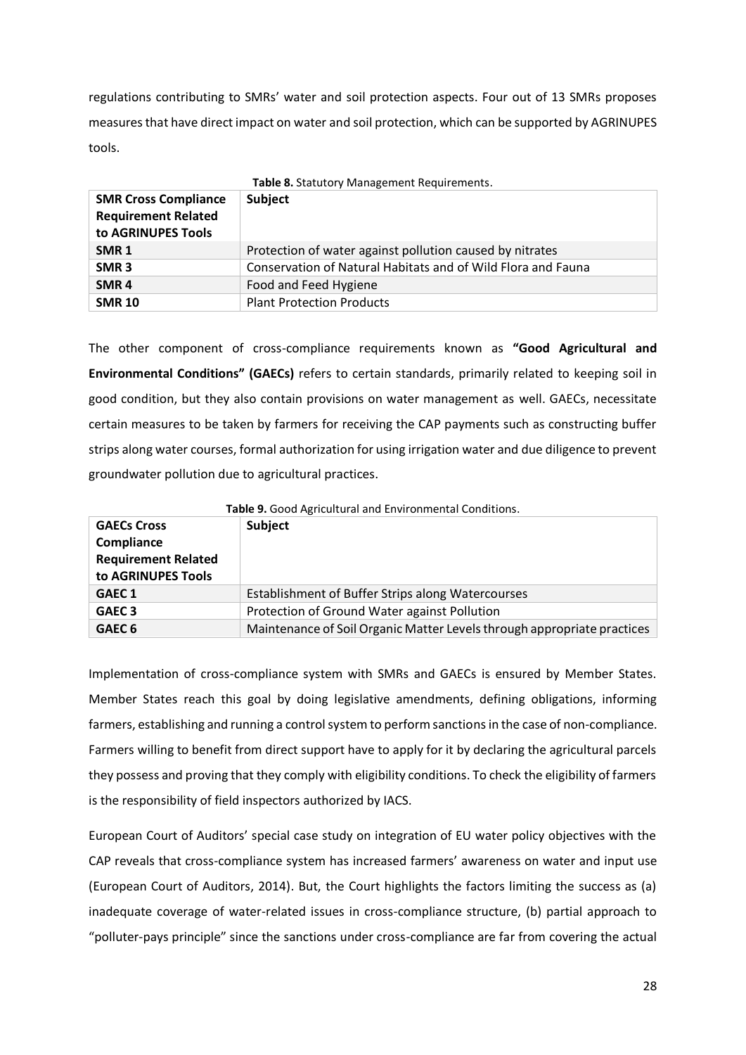regulations contributing to SMRs' water and soil protection aspects. Four out of 13 SMRs proposes measures that have direct impact on water and soil protection, which can be supported by AGRINUPES tools.

**Table 8.** Statutory Management Requirements.

| SMR Cross Compliance Requirement Related to AGRINUPES Tools | Subject |
|---|---|
| **SMR 1** | Protection of water against pollution caused by nitrates |
| **SMR 3** | Conservation of Natural Habitats and of Wild Flora and Fauna |
| **SMR 4** | Food and Feed Hygiene |
| **SMR 10** | Plant Protection Products |

The other component of cross-compliance requirements known as **"Good Agricultural and Environmental Conditions" (GAECs)** refers to certain standards, primarily related to keeping soil in good condition, but they also contain provisions on water management as well. GAECs, necessitate certain measures to be taken by farmers for receiving the CAP payments such as constructing buffer strips along water courses, formal authorization for using irrigation water and due diligence to prevent groundwater pollution due to agricultural practices.

**Table 9.** Good Agricultural and Environmental Conditions.

| GAECs Cross Compliance Requirement Related to AGRINUPES Tools | Subject |
|---|---|
| **GAEC 1** | Establishment of Buffer Strips along Watercourses |
| **GAEC 3** | Protection of Ground Water against Pollution |
| **GAEC 6** | Maintenance of Soil Organic Matter Levels through appropriate practices |

Implementation of cross-compliance system with SMRs and GAECs is ensured by Member States. Member States reach this goal by doing legislative amendments, defining obligations, informing farmers, establishing and running a control system to perform sanctions in the case of non-compliance. Farmers willing to benefit from direct support have to apply for it by declaring the agricultural parcels they possess and proving that they comply with eligibility conditions. To check the eligibility of farmers is the responsibility of field inspectors authorized by IACS.

European Court of Auditors' special case study on integration of EU water policy objectives with the CAP reveals that cross-compliance system has increased farmers' awareness on water and input use (European Court of Auditors, 2014). But, the Court highlights the factors limiting the success as (a) inadequate coverage of water-related issues in cross-compliance structure, (b) partial approach to "polluter-pays principle" since the sanctions under cross-compliance are far from covering the actual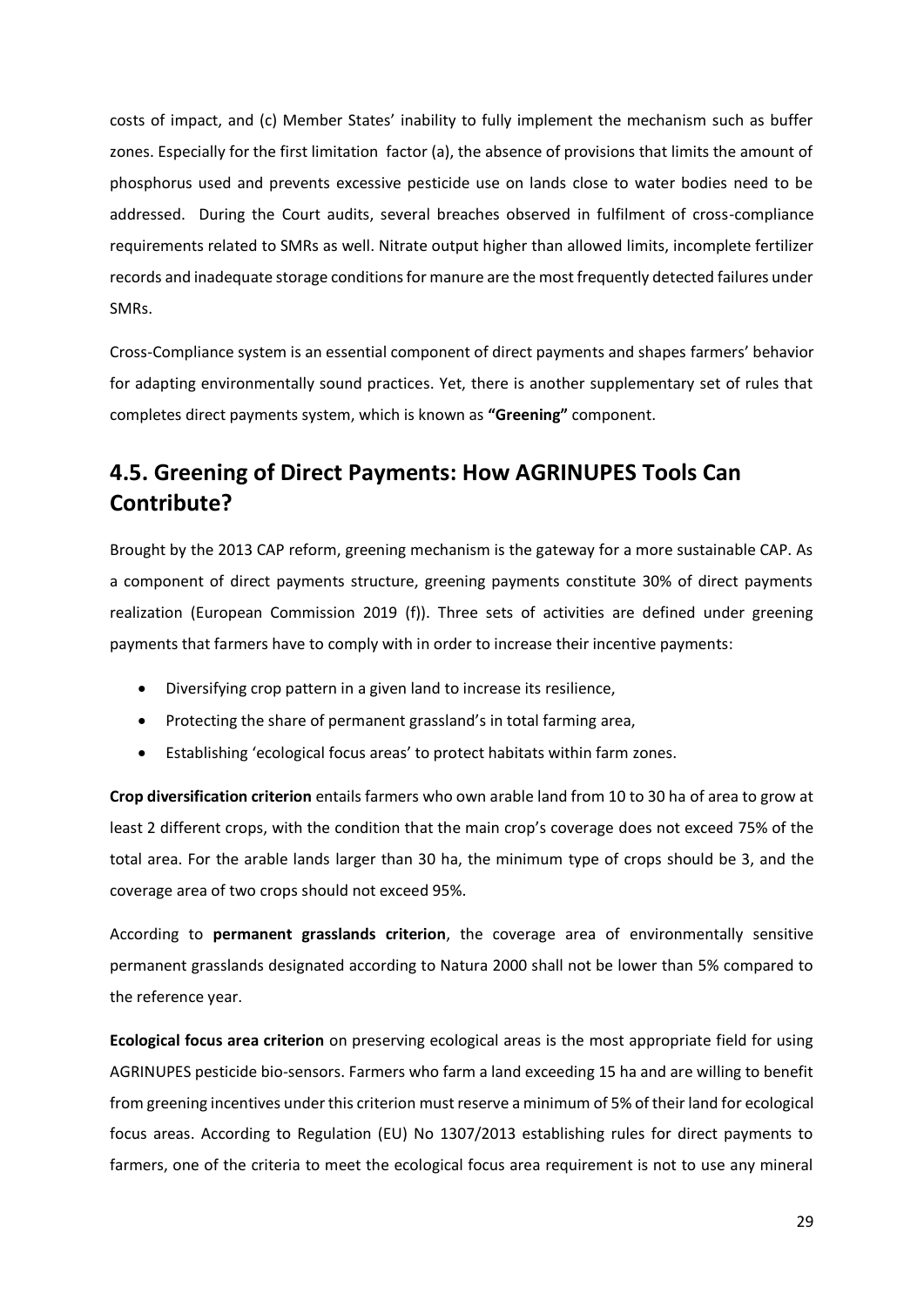costs of impact, and (c) Member States' inability to fully implement the mechanism such as buffer zones. Especially for the first limitation factor (a), the absence of provisions that limits the amount of phosphorus used and prevents excessive pesticide use on lands close to water bodies need to be addressed. During the Court audits, several breaches observed in fulfilment of cross-compliance requirements related to SMRs as well. Nitrate output higher than allowed limits, incomplete fertilizer records and inadequate storage conditions for manure are the most frequently detected failures under SMRs.

Cross-Compliance system is an essential component of direct payments and shapes farmers' behavior for adapting environmentally sound practices. Yet, there is another supplementary set of rules that completes direct payments system, which is known as **"Greening"** component.

## 4.5. Greening of Direct Payments: How AGRINUPES Tools Can Contribute?

Brought by the 2013 CAP reform, greening mechanism is the gateway for a more sustainable CAP. As a component of direct payments structure, greening payments constitute 30% of direct payments realization (European Commission 2019 (f)). Three sets of activities are defined under greening payments that farmers have to comply with in order to increase their incentive payments:

- Diversifying crop pattern in a given land to increase its resilience,
- Protecting the share of permanent grassland's in total farming area,
- Establishing 'ecological focus areas' to protect habitats within farm zones.

**Crop diversification criterion** entails farmers who own arable land from 10 to 30 ha of area to grow at least 2 different crops, with the condition that the main crop's coverage does not exceed 75% of the total area. For the arable lands larger than 30 ha, the minimum type of crops should be 3, and the coverage area of two crops should not exceed 95%.

According to **permanent grasslands criterion**, the coverage area of environmentally sensitive permanent grasslands designated according to Natura 2000 shall not be lower than 5% compared to the reference year.

**Ecological focus area criterion** on preserving ecological areas is the most appropriate field for using AGRINUPES pesticide bio-sensors. Farmers who farm a land exceeding 15 ha and are willing to benefit from greening incentives under this criterion must reserve a minimum of 5% of their land for ecological focus areas. According to Regulation (EU) No 1307/2013 establishing rules for direct payments to farmers, one of the criteria to meet the ecological focus area requirement is not to use any mineral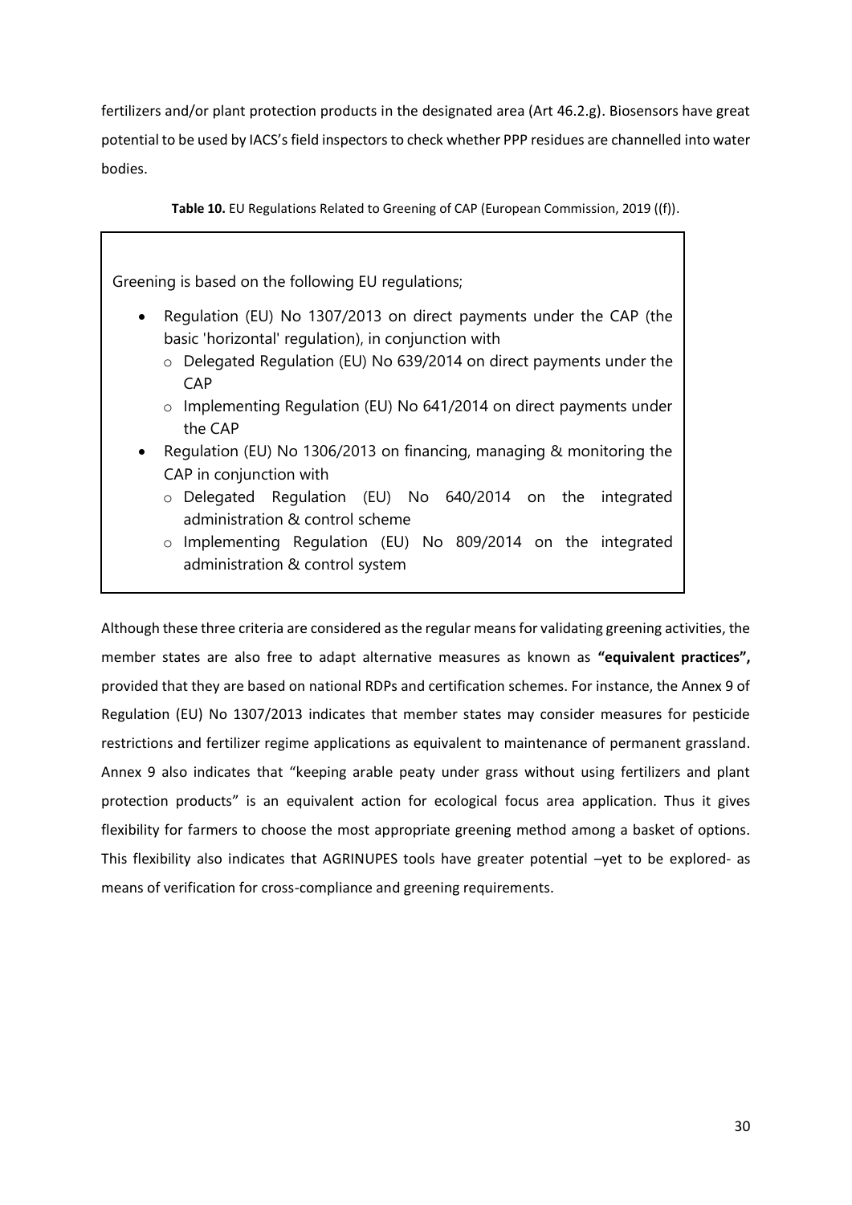fertilizers and/or plant protection products in the designated area (Art 46.2.g). Biosensors have great potential to be used by IACS's field inspectors to check whether PPP residues are channelled into water bodies.

**Table 10.** EU Regulations Related to Greening of CAP (European Commission, 2019 ((f)).

Greening is based on the following EU regulations;

- Regulation (EU) No 1307/2013 on direct payments under the CAP (the basic 'horizontal' regulation), in conjunction with
  - Delegated Regulation (EU) No 639/2014 on direct payments under the CAP
  - Implementing Regulation (EU) No 641/2014 on direct payments under the CAP
- Regulation (EU) No 1306/2013 on financing, managing & monitoring the CAP in conjunction with
  - Delegated Regulation (EU) No 640/2014 on the integrated administration & control scheme
  - Implementing Regulation (EU) No 809/2014 on the integrated administration & control system

Although these three criteria are considered as the regular means for validating greening activities, the member states are also free to adapt alternative measures as known as **"equivalent practices",** provided that they are based on national RDPs and certification schemes. For instance, the Annex 9 of Regulation (EU) No 1307/2013 indicates that member states may consider measures for pesticide restrictions and fertilizer regime applications as equivalent to maintenance of permanent grassland. Annex 9 also indicates that "keeping arable peaty under grass without using fertilizers and plant protection products" is an equivalent action for ecological focus area application. Thus it gives flexibility for farmers to choose the most appropriate greening method among a basket of options. This flexibility also indicates that AGRINUPES tools have greater potential –yet to be explored- as means of verification for cross-compliance and greening requirements.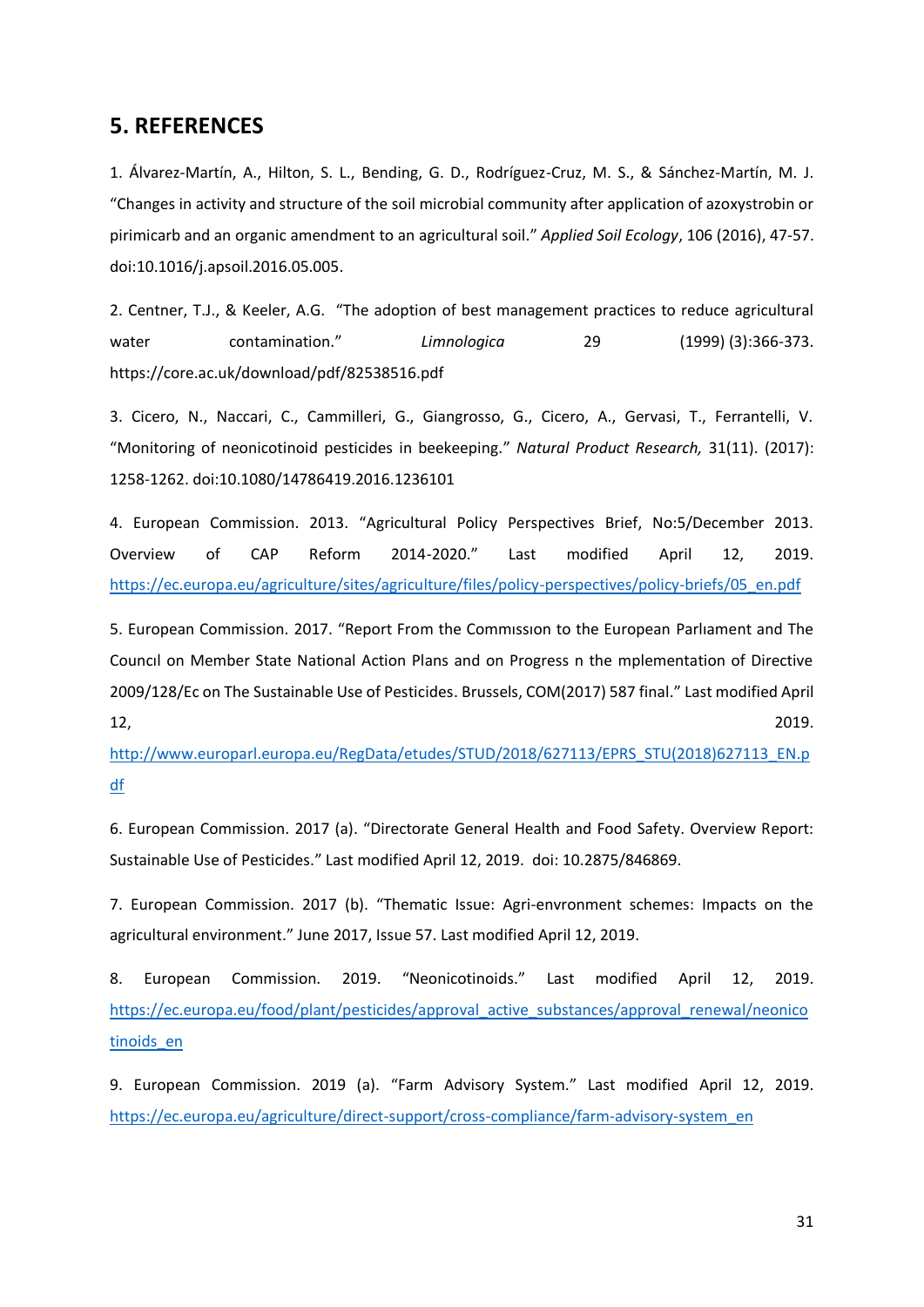## 5. REFERENCES

1. Álvarez-Martín, A., Hilton, S. L., Bending, G. D., Rodríguez-Cruz, M. S., & Sánchez-Martín, M. J. "Changes in activity and structure of the soil microbial community after application of azoxystrobin or pirimicarb and an organic amendment to an agricultural soil." *Applied Soil Ecology*, 106 (2016), 47-57. doi:10.1016/j.apsoil.2016.05.005.

2. Centner, T.J., & Keeler, A.G. "The adoption of best management practices to reduce agricultural water contamination." *Limnologica* 29 (1999) (3):366-373. https://core.ac.uk/download/pdf/82538516.pdf

3. Cicero, N., Naccari, C., Cammilleri, G., Giangrosso, G., Cicero, A., Gervasi, T., Ferrantelli, V. "Monitoring of neonicotinoid pesticides in beekeeping." *Natural Product Research,* 31(11). (2017): 1258-1262. doi:10.1080/14786419.2016.1236101

4. European Commission. 2013. "Agricultural Policy Perspectives Brief, No:5/December 2013. Overview of CAP Reform 2014-2020." Last modified April 12, 2019. https://ec.europa.eu/agriculture/sites/agriculture/files/policy-perspectives/policy-briefs/05_en.pdf

5. European Commission. 2017. "Report From the Commıssıon to the European Parlıament and The Councıl on Member State National Action Plans and on Progress n the mplementation of Directive 2009/128/Ec on The Sustainable Use of Pesticides. Brussels, COM(2017) 587 final." Last modified April 12, 2019. http://www.europarl.europa.eu/RegData/etudes/STUD/2018/627113/EPRS_STU(2018)627113_EN.pdf

6. European Commission. 2017 (a). "Directorate General Health and Food Safety. Overview Report: Sustainable Use of Pesticides." Last modified April 12, 2019. doi: 10.2875/846869.

7. European Commission. 2017 (b). "Thematic Issue: Agri-envronment schemes: Impacts on the agricultural environment." June 2017, Issue 57. Last modified April 12, 2019.

8. European Commission. 2019. "Neonicotinoids." Last modified April 12, 2019. https://ec.europa.eu/food/plant/pesticides/approval_active_substances/approval_renewal/neonicotinoids_en

9. European Commission. 2019 (a). "Farm Advisory System." Last modified April 12, 2019. https://ec.europa.eu/agriculture/direct-support/cross-compliance/farm-advisory-system_en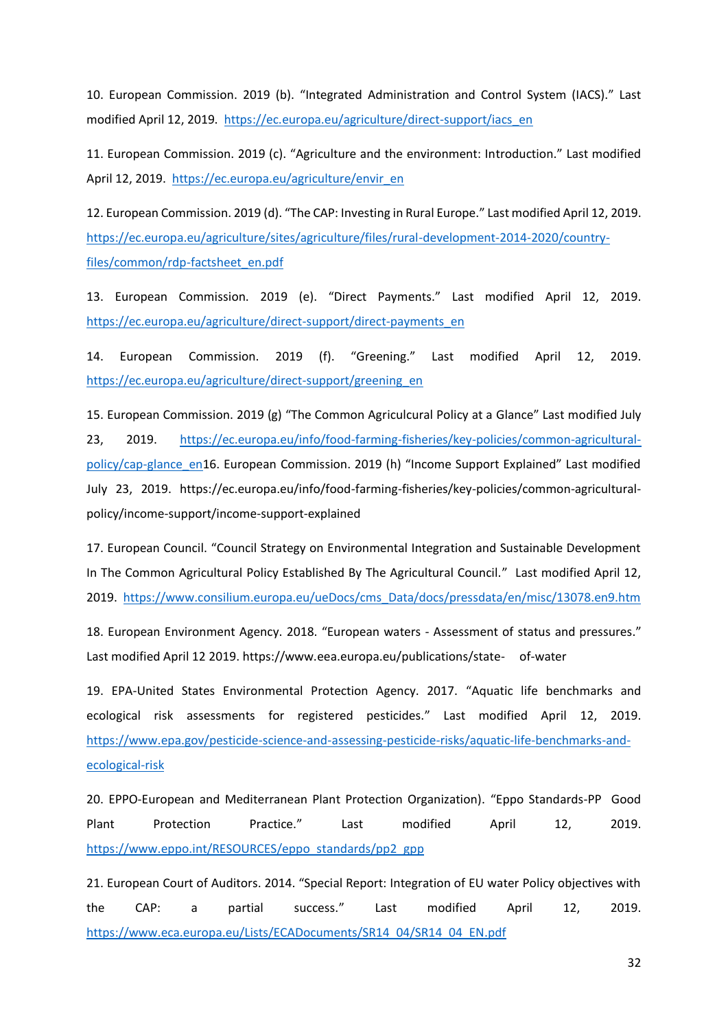10. European Commission. 2019 (b). "Integrated Administration and Control System (IACS)." Last modified April 12, 2019. https://ec.europa.eu/agriculture/direct-support/iacs_en

11. European Commission. 2019 (c). "Agriculture and the environment: Introduction." Last modified April 12, 2019. https://ec.europa.eu/agriculture/envir_en

12. European Commission. 2019 (d). "The CAP: Investing in Rural Europe." Last modified April 12, 2019. https://ec.europa.eu/agriculture/sites/agriculture/files/rural-development-2014-2020/country-files/common/rdp-factsheet_en.pdf

13. European Commission. 2019 (e). "Direct Payments." Last modified April 12, 2019. https://ec.europa.eu/agriculture/direct-support/direct-payments_en

14. European Commission. 2019 (f). "Greening." Last modified April 12, 2019. https://ec.europa.eu/agriculture/direct-support/greening_en

15. European Commission. 2019 (g) "The Common Agricultural Policy at a Glance" Last modified July 23, 2019. https://ec.europa.eu/info/food-farming-fisheries/key-policies/common-agricultural-policy/cap-glance_en16. European Commission. 2019 (h) "Income Support Explained" Last modified July 23, 2019. https://ec.europa.eu/info/food-farming-fisheries/key-policies/common-agricultural-policy/income-support/income-support-explained

17. European Council. "Council Strategy on Environmental Integration and Sustainable Development In The Common Agricultural Policy Established By The Agricultural Council." Last modified April 12, 2019. https://www.consilium.europa.eu/ueDocs/cms_Data/docs/pressdata/en/misc/13078.en9.htm

18. European Environment Agency. 2018. "European waters - Assessment of status and pressures." Last modified April 12 2019. https://www.eea.europa.eu/publications/state- of-water

19. EPA-United States Environmental Protection Agency. 2017. "Aquatic life benchmarks and ecological risk assessments for registered pesticides." Last modified April 12, 2019. https://www.epa.gov/pesticide-science-and-assessing-pesticide-risks/aquatic-life-benchmarks-and-ecological-risk

20. EPPO-European and Mediterranean Plant Protection Organization). "Eppo Standards-PP Good Plant Protection Practice." Last modified April 12, 2019. https://www.eppo.int/RESOURCES/eppo_standards/pp2_gpp

21. European Court of Auditors. 2014. "Special Report: Integration of EU water Policy objectives with the CAP: a partial success." Last modified April 12, 2019. https://www.eca.europa.eu/Lists/ECADocuments/SR14_04/SR14_04_EN.pdf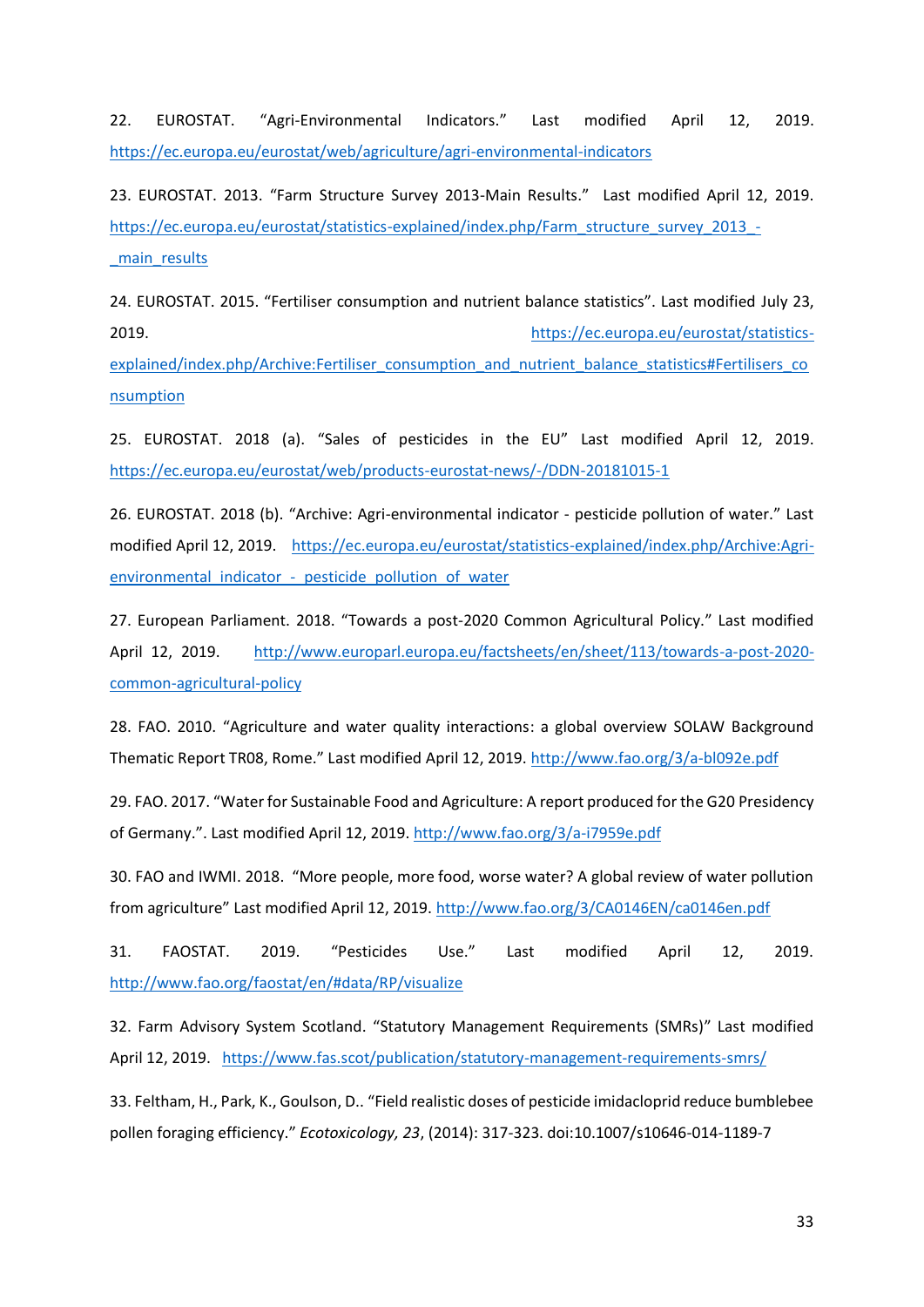22. EUROSTAT. "Agri-Environmental Indicators." Last modified April 12, 2019. https://ec.europa.eu/eurostat/web/agriculture/agri-environmental-indicators

23. EUROSTAT. 2013. "Farm Structure Survey 2013-Main Results." Last modified April 12, 2019. https://ec.europa.eu/eurostat/statistics-explained/index.php/Farm_structure_survey_2013_-_main_results

24. EUROSTAT. 2015. "Fertiliser consumption and nutrient balance statistics". Last modified July 23, 2019. https://ec.europa.eu/eurostat/statistics-explained/index.php/Archive:Fertiliser_consumption_and_nutrient_balance_statistics#Fertilisers_consumption

25. EUROSTAT. 2018 (a). "Sales of pesticides in the EU" Last modified April 12, 2019. https://ec.europa.eu/eurostat/web/products-eurostat-news/-/DDN-20181015-1

26. EUROSTAT. 2018 (b). "Archive: Agri-environmental indicator - pesticide pollution of water." Last modified April 12, 2019. https://ec.europa.eu/eurostat/statistics-explained/index.php/Archive:Agri-environmental_indicator_-_pesticide_pollution_of_water

27. European Parliament. 2018. "Towards a post-2020 Common Agricultural Policy." Last modified April 12, 2019. http://www.europarl.europa.eu/factsheets/en/sheet/113/towards-a-post-2020-common-agricultural-policy

28. FAO. 2010. "Agriculture and water quality interactions: a global overview SOLAW Background Thematic Report TR08, Rome." Last modified April 12, 2019. http://www.fao.org/3/a-bl092e.pdf

29. FAO. 2017. "Water for Sustainable Food and Agriculture: A report produced for the G20 Presidency of Germany.". Last modified April 12, 2019. http://www.fao.org/3/a-i7959e.pdf

30. FAO and IWMI. 2018. "More people, more food, worse water? A global review of water pollution from agriculture" Last modified April 12, 2019. http://www.fao.org/3/CA0146EN/ca0146en.pdf

31. FAOSTAT. 2019. "Pesticides Use." Last modified April 12, 2019. http://www.fao.org/faostat/en/#data/RP/visualize

32. Farm Advisory System Scotland. "Statutory Management Requirements (SMRs)" Last modified April 12, 2019. https://www.fas.scot/publication/statutory-management-requirements-smrs/

33. Feltham, H., Park, K., Goulson, D.. "Field realistic doses of pesticide imidacloprid reduce bumblebee pollen foraging efficiency." *Ecotoxicology, 23*, (2014): 317-323. doi:10.1007/s10646-014-1189-7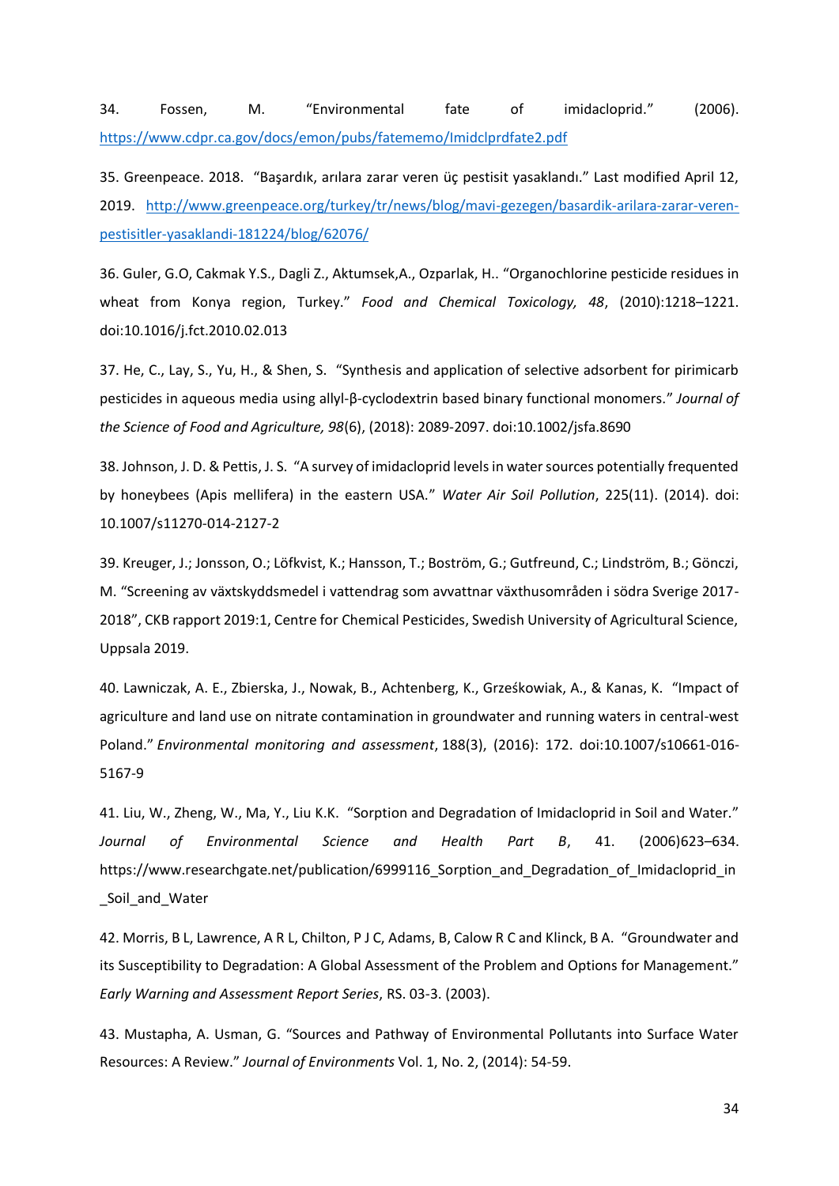34. Fossen, M. "Environmental fate of imidacloprid." (2006). https://www.cdpr.ca.gov/docs/emon/pubs/fatememo/Imidclprdfate2.pdf

35. Greenpeace. 2018. "Başardık, arılara zarar veren üç pestisit yasaklandı." Last modified April 12, 2019. http://www.greenpeace.org/turkey/tr/news/blog/mavi-gezegen/basardik-arilara-zarar-veren-pestisitler-yasaklandi-181224/blog/62076/

36. Guler, G.O, Cakmak Y.S., Dagli Z., Aktumsek,A., Ozparlak, H.. "Organochlorine pesticide residues in wheat from Konya region, Turkey." *Food and Chemical Toxicology, 48*, (2010):1218–1221. doi:10.1016/j.fct.2010.02.013

37. He, C., Lay, S., Yu, H., & Shen, S. "Synthesis and application of selective adsorbent for pirimicarb pesticides in aqueous media using allyl-β-cyclodextrin based binary functional monomers." *Journal of the Science of Food and Agriculture, 98*(6), (2018): 2089-2097. doi:10.1002/jsfa.8690

38. Johnson, J. D. & Pettis, J. S. "A survey of imidacloprid levels in water sources potentially frequented by honeybees (Apis mellifera) in the eastern USA." *Water Air Soil Pollution*, 225(11). (2014). doi: 10.1007/s11270-014-2127-2

39. Kreuger, J.; Jonsson, O.; Löfkvist, K.; Hansson, T.; Boström, G.; Gutfreund, C.; Lindström, B.; Gönczi, M. "Screening av växtskyddsmedel i vattendrag som avvattnar växthusområden i södra Sverige 2017-2018", CKB rapport 2019:1, Centre for Chemical Pesticides, Swedish University of Agricultural Science, Uppsala 2019.

40. Lawniczak, A. E., Zbierska, J., Nowak, B., Achtenberg, K., Grześkowiak, A., & Kanas, K. "Impact of agriculture and land use on nitrate contamination in groundwater and running waters in central-west Poland." *Environmental monitoring and assessment*, 188(3), (2016): 172. doi:10.1007/s10661-016-5167-9

41. Liu, W., Zheng, W., Ma, Y., Liu K.K. "Sorption and Degradation of Imidacloprid in Soil and Water." *Journal of Environmental Science and Health Part B*, 41. (2006)623–634. https://www.researchgate.net/publication/6999116_Sorption_and_Degradation_of_Imidacloprid_in_Soil_and_Water

42. Morris, B L, Lawrence, A R L, Chilton, P J C, Adams, B, Calow R C and Klinck, B A. "Groundwater and its Susceptibility to Degradation: A Global Assessment of the Problem and Options for Management." *Early Warning and Assessment Report Series*, RS. 03-3. (2003).

43. Mustapha, A. Usman, G. "Sources and Pathway of Environmental Pollutants into Surface Water Resources: A Review." *Journal of Environments* Vol. 1, No. 2, (2014): 54-59.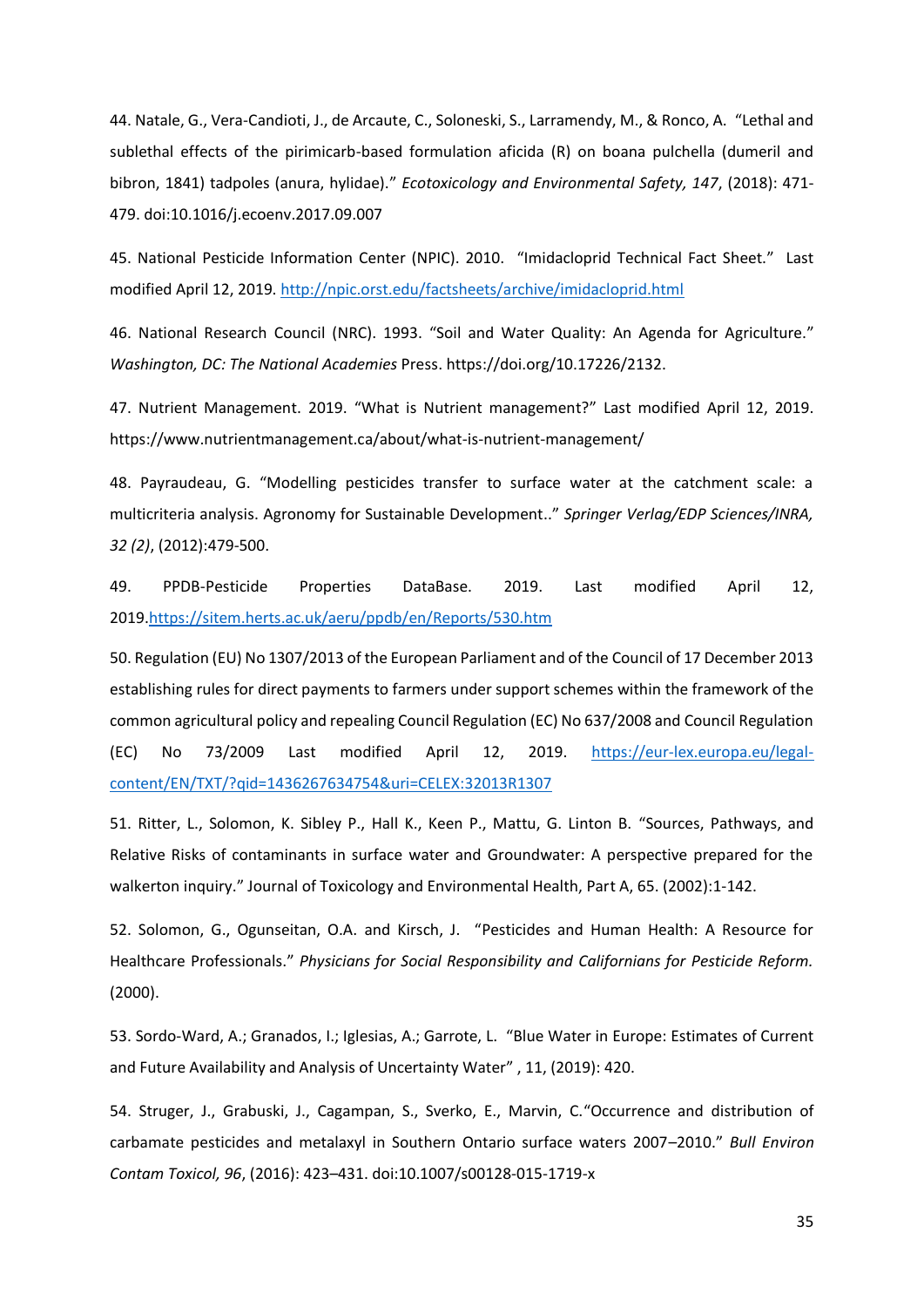44. Natale, G., Vera-Candioti, J., de Arcaute, C., Soloneski, S., Larramendy, M., & Ronco, A. "Lethal and sublethal effects of the pirimicarb-based formulation aficida (R) on boana pulchella (dumeril and bibron, 1841) tadpoles (anura, hylidae)." *Ecotoxicology and Environmental Safety, 147*, (2018): 471-479. doi:10.1016/j.ecoenv.2017.09.007

45. National Pesticide Information Center (NPIC). 2010. "Imidacloprid Technical Fact Sheet." Last modified April 12, 2019. http://npic.orst.edu/factsheets/archive/imidacloprid.html

46. National Research Council (NRC). 1993. "Soil and Water Quality: An Agenda for Agriculture." *Washington, DC: The National Academies* Press. https://doi.org/10.17226/2132.

47. Nutrient Management. 2019. "What is Nutrient management?" Last modified April 12, 2019. https://www.nutrientmanagement.ca/about/what-is-nutrient-management/

48. Payraudeau, G. "Modelling pesticides transfer to surface water at the catchment scale: a multicriteria analysis. Agronomy for Sustainable Development.." *Springer Verlag/EDP Sciences/INRA, 32 (2)*, (2012):479-500.

49. PPDB-Pesticide Properties DataBase. 2019. Last modified April 12, 2019.https://sitem.herts.ac.uk/aeru/ppdb/en/Reports/530.htm

50. Regulation (EU) No 1307/2013 of the European Parliament and of the Council of 17 December 2013 establishing rules for direct payments to farmers under support schemes within the framework of the common agricultural policy and repealing Council Regulation (EC) No 637/2008 and Council Regulation (EC) No 73/2009 Last modified April 12, 2019. https://eur-lex.europa.eu/legal-content/EN/TXT/?qid=1436267634754&uri=CELEX:32013R1307

51. Ritter, L., Solomon, K. Sibley P., Hall K., Keen P., Mattu, G. Linton B. "Sources, Pathways, and Relative Risks of contaminants in surface water and Groundwater: A perspective prepared for the walkerton inquiry." Journal of Toxicology and Environmental Health, Part A, 65. (2002):1-142.

52. Solomon, G., Ogunseitan, O.A. and Kirsch, J. "Pesticides and Human Health: A Resource for Healthcare Professionals." *Physicians for Social Responsibility and Californians for Pesticide Reform.* (2000).

53. Sordo-Ward, A.; Granados, I.; Iglesias, A.; Garrote, L. "Blue Water in Europe: Estimates of Current and Future Availability and Analysis of Uncertainty Water" , 11, (2019): 420.

54. Struger, J., Grabuski, J., Cagampan, S., Sverko, E., Marvin, C."Occurrence and distribution of carbamate pesticides and metalaxyl in Southern Ontario surface waters 2007–2010." *Bull Environ Contam Toxicol, 96*, (2016): 423–431. doi:10.1007/s00128-015-1719-x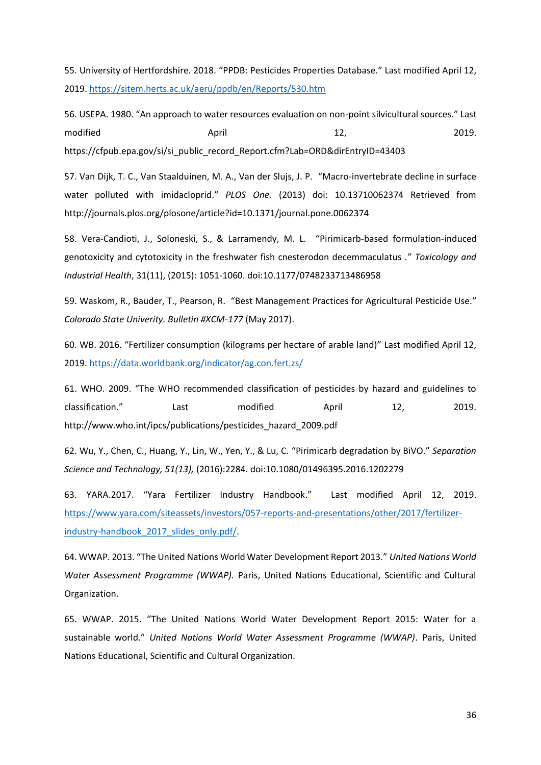55. University of Hertfordshire. 2018. "PPDB: Pesticides Properties Database." Last modified April 12, 2019. https://sitem.herts.ac.uk/aeru/ppdb/en/Reports/530.htm

56. USEPA. 1980. "An approach to water resources evaluation on non-point silvicultural sources." Last modified April 12, 2019. https://cfpub.epa.gov/si/si_public_record_Report.cfm?Lab=ORD&dirEntryID=43403

57. Van Dijk, T. C., Van Staalduinen, M. A., Van der Slujs, J. P. "Macro-invertebrate decline in surface water polluted with imidacloprid." *PLOS One.* (2013) doi: 10.13710062374 Retrieved from http://journals.plos.org/plosone/article?id=10.1371/journal.pone.0062374

58. Vera-Candioti, J., Soloneski, S., & Larramendy, M. L. "Pirimicarb-based formulation-induced genotoxicity and cytotoxicity in the freshwater fish cnesterodon decemmaculatus ." *Toxicology and Industrial Health*, 31(11), (2015): 1051-1060. doi:10.1177/0748233713486958

59. Waskom, R., Bauder, T., Pearson, R. "Best Management Practices for Agricultural Pesticide Use." *Colorado State Univerity. Bulletin #XCM-177* (May 2017).

60. WB. 2016. "Fertilizer consumption (kilograms per hectare of arable land)" Last modified April 12, 2019. https://data.worldbank.org/indicator/ag.con.fert.zs/

61. WHO. 2009. "The WHO recommended classification of pesticides by hazard and guidelines to classification." Last modified April 12, 2019. http://www.who.int/ipcs/publications/pesticides_hazard_2009.pdf

62. Wu, Y., Chen, C., Huang, Y., Lin, W., Yen, Y., & Lu, C. "Pirimicarb degradation by BiVO." *Separation Science and Technology, 51(13),* (2016):2284. doi:10.1080/01496395.2016.1202279

63. YARA.2017. "Yara Fertilizer Industry Handbook." Last modified April 12, 2019. https://www.yara.com/siteassets/investors/057-reports-and-presentations/other/2017/fertilizer-industry-handbook_2017_slides_only.pdf/.

64. WWAP. 2013. "The United Nations World Water Development Report 2013." *United Nations World Water Assessment Programme (WWAP).* Paris, United Nations Educational, Scientific and Cultural Organization.

65. WWAP. 2015. "The United Nations World Water Development Report 2015: Water for a sustainable world." *United Nations World Water Assessment Programme (WWAP)*. Paris, United Nations Educational, Scientific and Cultural Organization.